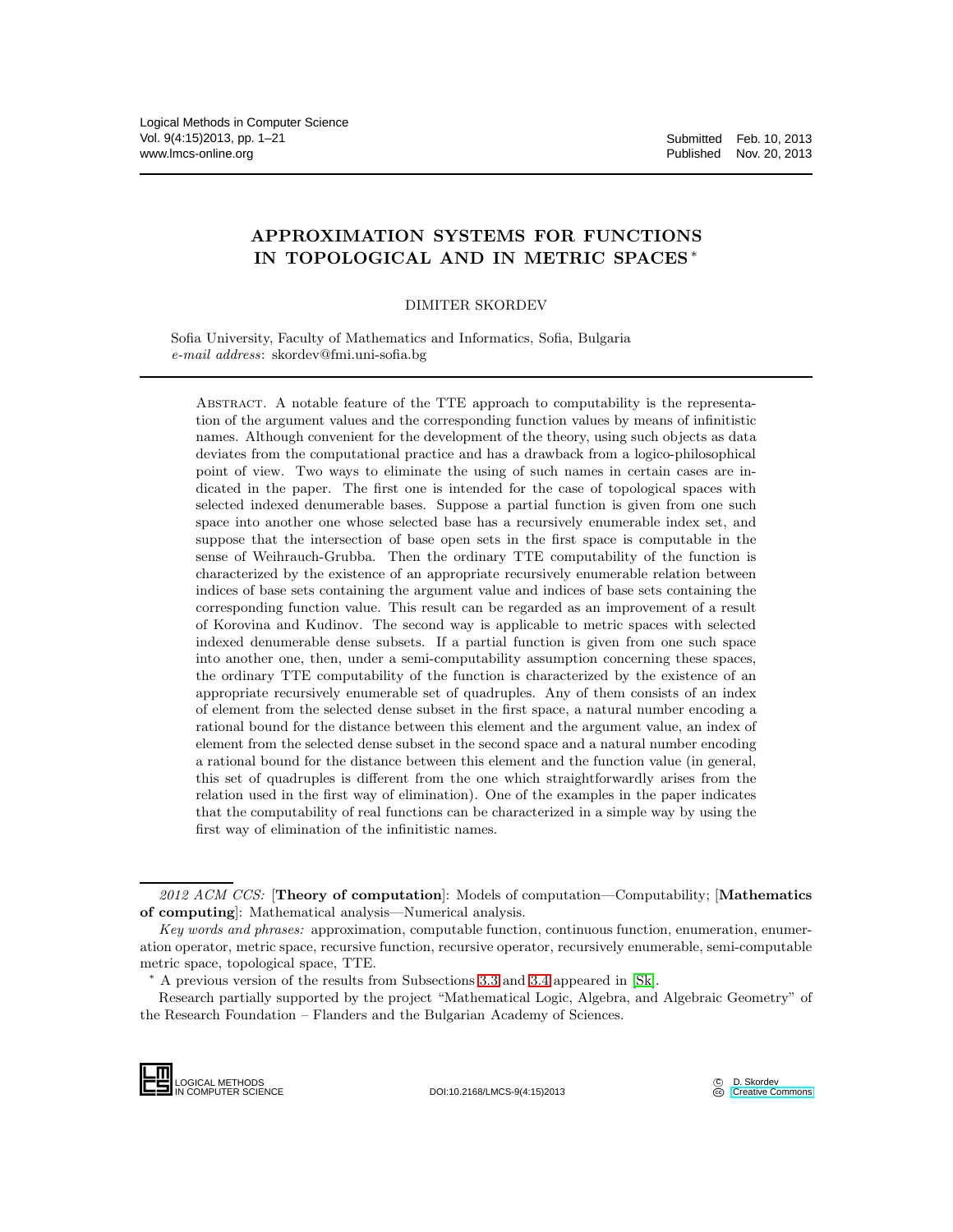# APPROXIMATION SYSTEMS FOR FUNCTIONS IN TOPOLOGICAL AND IN METRIC SPACES *

DIMITER SKORDEV

Sofia University, Faculty of Mathematics and Informatics, Sofia, Bulgaria
*e-mail address*: skordev@fmi.uni-sofia.bg

Abstract. A notable feature of the TTE approach to computability is the representation of the argument values and the corresponding function values by means of infinitistic names. Although convenient for the development of the theory, using such objects as data deviates from the computational practice and has a drawback from a logico-philosophical point of view. Two ways to eliminate the using of such names in certain cases are indicated in the paper. The first one is intended for the case of topological spaces with selected indexed denumerable bases. Suppose a partial function is given from one such space into another one whose selected base has a recursively enumerable index set, and suppose that the intersection of base open sets in the first space is computable in the sense of Weihrauch-Grubba. Then the ordinary TTE computability of the function is characterized by the existence of an appropriate recursively enumerable relation between indices of base sets containing the argument value and indices of base sets containing the corresponding function value. This result can be regarded as an improvement of a result of Korovina and Kudinov. The second way is applicable to metric spaces with selected indexed denumerable dense subsets. If a partial function is given from one such space into another one, then, under a semi-computability assumption concerning these spaces, the ordinary TTE computability of the function is characterized by the existence of an appropriate recursively enumerable set of quadruples. Any of them consists of an index of element from the selected dense subset in the first space, a natural number encoding a rational bound for the distance between this element and the argument value, an index of element from the selected dense subset in the second space and a natural number encoding a rational bound for the distance between this element and the function value (in general, this set of quadruples is different from the one which straightforwardly arises from the relation used in the first way of elimination). One of the examples in the paper indicates that the computability of real functions can be characterized in a simple way by using the first way of elimination of the infinitistic names.

---

*2012 ACM CCS:* [**Theory of computation**]: Models of computation—Computability; [**Mathematics of computing**]: Mathematical analysis—Numerical analysis.

*Key words and phrases:* approximation, computable function, continuous function, enumeration, enumeration operator, metric space, recursive function, recursive operator, recursively enumerable, semi-computable metric space, topological space, TTE.

* A previous version of the results from Subsections 3.3 and 3.4 appeared in [Sk].

Research partially supported by the project "Mathematical Logic, Algebra, and Algebraic Geometry" of the Research Foundation – Flanders and the Bulgarian Academy of Sciences.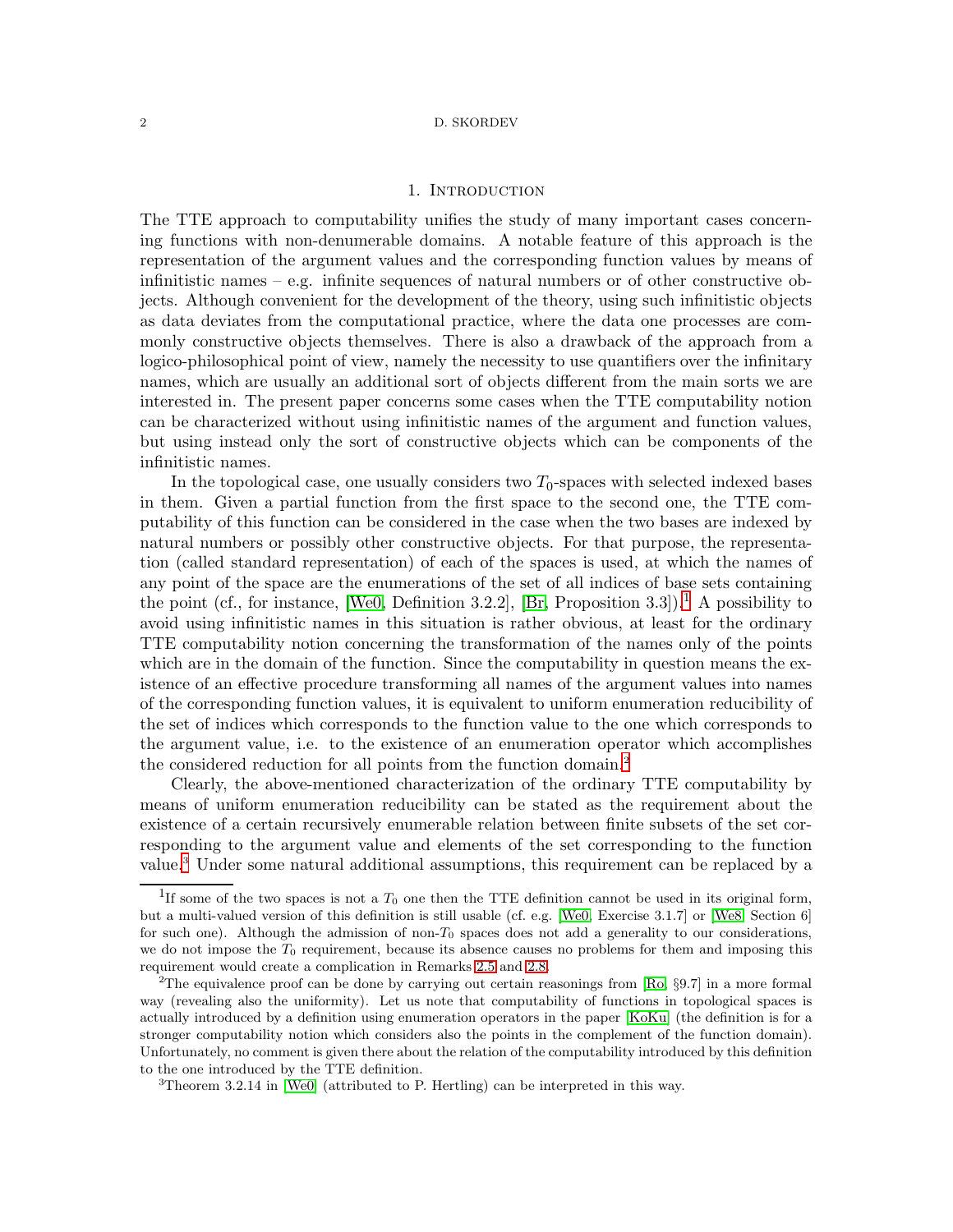## 1. Introduction

The TTE approach to computability unifies the study of many important cases concerning functions with non-denumerable domains. A notable feature of this approach is the representation of the argument values and the corresponding function values by means of infinitistic names – e.g. infinite sequences of natural numbers or of other constructive objects. Although convenient for the development of the theory, using such infinitistic objects as data deviates from the computational practice, where the data one processes are commonly constructive objects themselves. There is also a drawback of the approach from a logico-philosophical point of view, namely the necessity to use quantifiers over the infinitary names, which are usually an additional sort of objects different from the main sorts we are interested in. The present paper concerns some cases when the TTE computability notion can be characterized without using infinitistic names of the argument and function values, but using instead only the sort of constructive objects which can be components of the infinitistic names.

In the topological case, one usually considers two $T_0$-spaces with selected indexed bases in them. Given a partial function from the first space to the second one, the TTE computability of this function can be considered in the case when the two bases are indexed by natural numbers or possibly other constructive objects. For that purpose, the representation (called standard representation) of each of the spaces is used, at which the names of any point of the space are the enumerations of the set of all indices of base sets containing the point (cf., for instance, [We0, Definition 3.2.2], [Br, Proposition 3.3]).[1] A possibility to avoid using infinitistic names in this situation is rather obvious, at least for the ordinary TTE computability notion concerning the transformation of the names only of the points which are in the domain of the function. Since the computability in question means the existence of an effective procedure transforming all names of the argument values into names of the corresponding function values, it is equivalent to uniform enumeration reducibility of the set of indices which corresponds to the function value to the one which corresponds to the argument value, i.e. to the existence of an enumeration operator which accomplishes the considered reduction for all points from the function domain.[2]

Clearly, the above-mentioned characterization of the ordinary TTE computability by means of uniform enumeration reducibility can be stated as the requirement about the existence of a certain recursively enumerable relation between finite subsets of the set corresponding to the argument value and elements of the set corresponding to the function value.[3] Under some natural additional assumptions, this requirement can be replaced by a

---

[1] If some of the two spaces is not a $T_0$ one then the TTE definition cannot be used in its original form, but a multi-valued version of this definition is still usable (cf. e.g. [We0, Exercise 3.1.7] or [We8, Section 6] for such one). Although the admission of non-$T_0$ spaces does not add a generality to our considerations, we do not impose the $T_0$ requirement, because its absence causes no problems for them and imposing this requirement would create a complication in Remarks 2.5 and 2.8.

[2] The equivalence proof can be done by carrying out certain reasonings from [Ro, §9.7] in a more formal way (revealing also the uniformity). Let us note that computability of functions in topological spaces is actually introduced by a definition using enumeration operators in the paper [KoKu] (the definition is for a stronger computability notion which considers also the points in the complement of the function domain). Unfortunately, no comment is given there about the relation of the computability introduced by this definition to the one introduced by the TTE definition.

[3] Theorem 3.2.14 in [We0] (attributed to P. Hertling) can be interpreted in this way.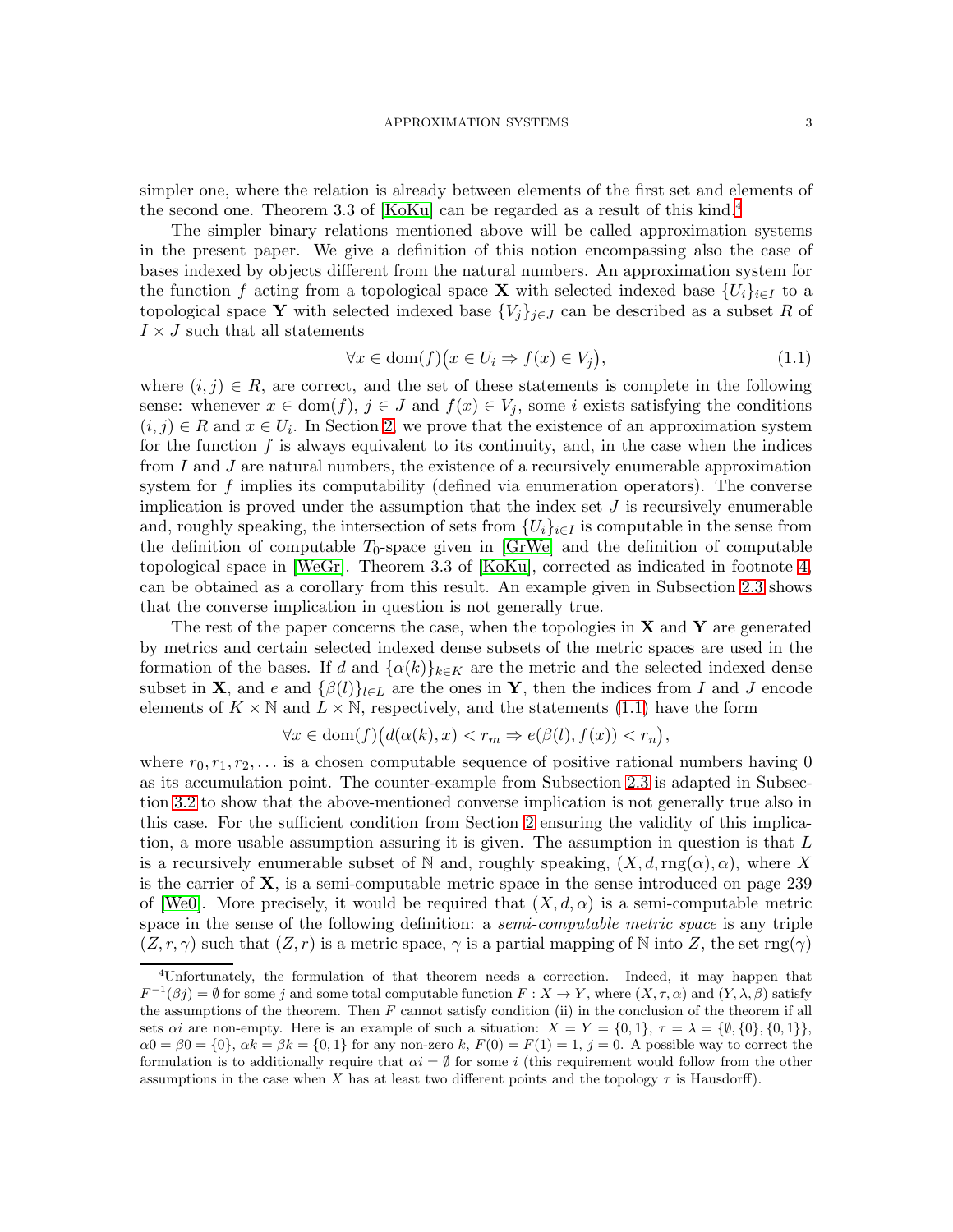simpler one, where the relation is already between elements of the first set and elements of the second one. Theorem 3.3 of [KoKu] can be regarded as a result of this kind.[4]

The simpler binary relations mentioned above will be called approximation systems in the present paper. We give a definition of this notion encompassing also the case of bases indexed by objects different from the natural numbers. An approximation system for the function $f$ acting from a topological space $\mathbf{X}$ with selected indexed base $\{U_i\}_{i\in I}$ to a topological space $\mathbf{Y}$ with selected indexed base $\{V_j\}_{j\in J}$ can be described as a subset $R$ of $I \times J$ such that all statements

$$\forall x \in \mathrm{dom}(f)\big(x \in U_i \Rightarrow f(x) \in V_j\big), \tag{1.1}$$

where $(i,j) \in R$, are correct, and the set of these statements is complete in the following sense: whenever $x \in \mathrm{dom}(f)$, $j \in J$ and $f(x) \in V_j$, some $i$ exists satisfying the conditions $(i,j) \in R$ and $x \in U_i$. In Section 2, we prove that the existence of an approximation system for the function $f$ is always equivalent to its continuity, and, in the case when the indices from $I$ and $J$ are natural numbers, the existence of a recursively enumerable approximation system for $f$ implies its computability (defined via enumeration operators). The converse implication is proved under the assumption that the index set $J$ is recursively enumerable and, roughly speaking, the intersection of sets from $\{U_i\}_{i\in I}$ is computable in the sense from the definition of computable $T_0$-space given in [GrWe] and the definition of computable topological space in [WeGr]. Theorem 3.3 of [KoKu], corrected as indicated in footnote 4, can be obtained as a corollary from this result. An example given in Subsection 2.3 shows that the converse implication in question is not generally true.

The rest of the paper concerns the case, when the topologies in $\mathbf{X}$ and $\mathbf{Y}$ are generated by metrics and certain selected indexed dense subsets of the metric spaces are used in the formation of the bases. If $d$ and $\{\alpha(k)\}_{k\in K}$ are the metric and the selected indexed dense subset in $\mathbf{X}$, and $e$ and $\{\beta(l)\}_{l\in L}$ are the ones in $\mathbf{Y}$, then the indices from $I$ and $J$ encode elements of $K \times \mathbb{N}$ and $L \times \mathbb{N}$, respectively, and the statements (1.1) have the form

$$\forall x \in \mathrm{dom}(f)\big(d(\alpha(k),x) < r_m \Rightarrow e(\beta(l),f(x)) < r_n\big),$$

where $r_0, r_1, r_2, \ldots$ is a chosen computable sequence of positive rational numbers having 0 as its accumulation point. The counter-example from Subsection 2.3 is adapted in Subsection 3.2 to show that the above-mentioned converse implication is not generally true also in this case. For the sufficient condition from Section 2 ensuring the validity of this implication, a more usable assumption assuring it is given. The assumption in question is that $L$ is a recursively enumerable subset of $\mathbb{N}$ and, roughly speaking, $(X, d, \mathrm{rng}(\alpha), \alpha)$, where $X$ is the carrier of $\mathbf{X}$, is a semi-computable metric space in the sense introduced on page 239 of [We0]. More precisely, it would be required that $(X, d, \alpha)$ is a semi-computable metric space in the sense of the following definition: a *semi-computable metric space* is any triple $(Z, r, \gamma)$ such that $(Z, r)$ is a metric space, $\gamma$ is a partial mapping of $\mathbb{N}$ into $Z$, the set $\mathrm{rng}(\gamma)$

---

[4] Unfortunately, the formulation of that theorem needs a correction. Indeed, it may happen that $F^{-1}(\beta j) = \emptyset$ for some $j$ and some total computable function $F : X \to Y$, where $(X, \tau, \alpha)$ and $(Y, \lambda, \beta)$ satisfy the assumptions of the theorem. Then $F$ cannot satisfy condition (ii) in the conclusion of the theorem if all sets $\alpha i$ are non-empty. Here is an example of such a situation: $X = Y = \{0,1\}$, $\tau = \lambda = \{\emptyset, \{0\}, \{0,1\}\}$, $\alpha 0 = \beta 0 = \{0\}$, $\alpha k = \beta k = \{0,1\}$ for any non-zero $k$, $F(0) = F(1) = 1$, $j = 0$. A possible way to correct the formulation is to additionally require that $\alpha i = \emptyset$ for some $i$ (this requirement would follow from the other assumptions in the case when $X$ has at least two different points and the topology $\tau$ is Hausdorff).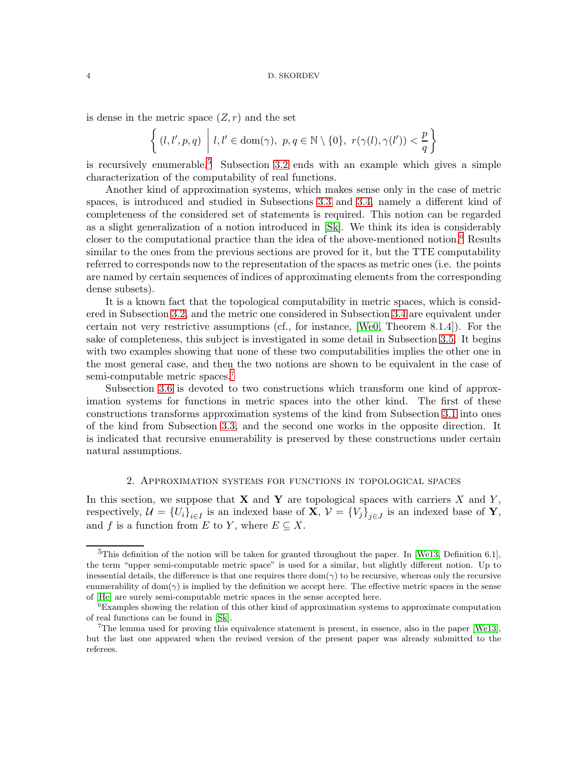is dense in the metric space $(Z, r)$ and the set

$$\left\{ (l, l', p, q) \;\middle|\; l, l' \in \mathrm{dom}(\gamma),\ p, q \in \mathbb{N} \setminus \{0\},\ r(\gamma(l), \gamma(l')) < \frac{p}{q} \right\}$$

is recursively enumerable.[5] Subsection 3.2 ends with an example which gives a simple characterization of the computability of real functions.

Another kind of approximation systems, which makes sense only in the case of metric spaces, is introduced and studied in Subsections 3.3 and 3.4, namely a different kind of completeness of the considered set of statements is required. This notion can be regarded as a slight generalization of a notion introduced in [Sk]. We think its idea is considerably closer to the computational practice than the idea of the above-mentioned notion.[6] Results similar to the ones from the previous sections are proved for it, but the TTE computability referred to corresponds now to the representation of the spaces as metric ones (i.e. the points are named by certain sequences of indices of approximating elements from the corresponding dense subsets).

It is a known fact that the topological computability in metric spaces, which is considered in Subsection 3.2, and the metric one considered in Subsection 3.4 are equivalent under certain not very restrictive assumptions (cf., for instance, [We0, Theorem 8.1.4]). For the sake of completeness, this subject is investigated in some detail in Subsection 3.5. It begins with two examples showing that none of these two computabilities implies the other one in the most general case, and then the two notions are shown to be equivalent in the case of semi-computable metric spaces.[7]

Subsection 3.6 is devoted to two constructions which transform one kind of approximation systems for functions in metric spaces into the other kind. The first of these constructions transforms approximation systems of the kind from Subsection 3.1 into ones of the kind from Subsection 3.3, and the second one works in the opposite direction. It is indicated that recursive enumerability is preserved by these constructions under certain natural assumptions.

## 2. Approximation systems for functions in topological spaces

In this section, we suppose that $\mathbf{X}$ and $\mathbf{Y}$ are topological spaces with carriers $X$ and $Y$, respectively, $\mathcal{U} = \{U_i\}_{i \in I}$ is an indexed base of $\mathbf{X}$, $\mathcal{V} = \{V_j\}_{j \in J}$ is an indexed base of $\mathbf{Y}$, and $f$ is a function from $E$ to $Y$, where $E \subseteq X$.

---

[5] This definition of the notion will be taken for granted throughout the paper. In [We13, Definition 6.1], the term "upper semi-computable metric space" is used for a similar, but slightly different notion. Up to inessential details, the difference is that one requires there $\mathrm{dom}(\gamma)$ to be recursive, whereas only the recursive enumerability of $\mathrm{dom}(\gamma)$ is implied by the definition we accept here. The effective metric spaces in the sense of [He] are surely semi-computable metric spaces in the sense accepted here.

[6] Examples showing the relation of this other kind of approximation systems to approximate computation of real functions can be found in [Sk].

[7] The lemma used for proving this equivalence statement is present, in essence, also in the paper [We13], but the last one appeared when the revised version of the present paper was already submitted to the referees.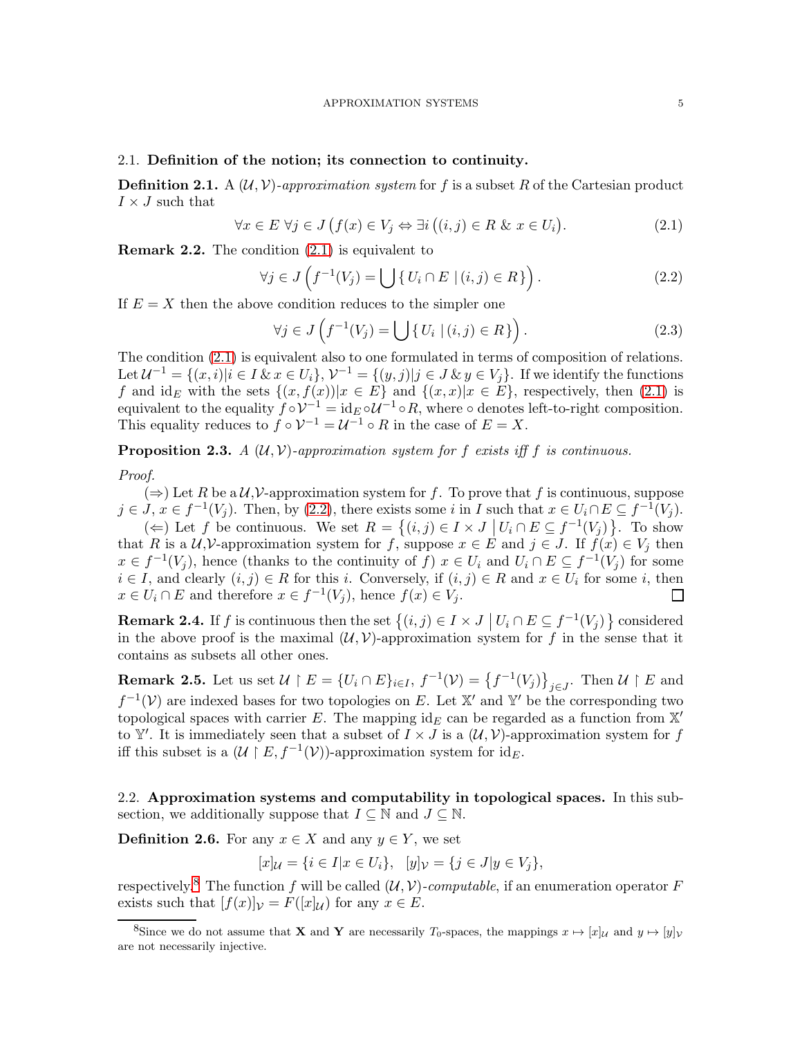### 2.1. **Definition of the notion; its connection to continuity.**

**Definition 2.1.** A $(\mathcal{U},\mathcal{V})$-*approximation system* for $f$ is a subset $R$ of the Cartesian product $I \times J$ such that

$$\forall x \in E\ \forall j \in J\ \big(f(x) \in V_j \Leftrightarrow \exists i\,\big((i,j) \in R\ \&\ x \in U_i\big)\big). \tag{2.1}$$

**Remark 2.2.** The condition (2.1) is equivalent to

$$\forall j \in J\ \left(f^{-1}(V_j) = \bigcup \{\, U_i \cap E \mid (i,j) \in R \}\right). \tag{2.2}$$

If $E = X$ then the above condition reduces to the simpler one

$$\forall j \in J\ \left(f^{-1}(V_j) = \bigcup \{\, U_i \mid (i,j) \in R \}\right). \tag{2.3}$$

The condition (2.1) is equivalent also to one formulated in terms of composition of relations. Let $\mathcal{U}^{-1} = \{(x,i) | i \in I\,\&\, x \in U_i\}$, $\mathcal{V}^{-1} = \{(y,j) | j \in J\,\&\, y \in V_j\}$. If we identify the functions $f$ and $\mathrm{id}_E$ with the sets $\{(x, f(x)) | x \in E\}$ and $\{(x,x) | x \in E\}$, respectively, then (2.1) is equivalent to the equality $f \circ \mathcal{V}^{-1} = \mathrm{id}_E \circ \mathcal{U}^{-1} \circ R$, where $\circ$ denotes left-to-right composition. This equality reduces to $f \circ \mathcal{V}^{-1} = \mathcal{U}^{-1} \circ R$ in the case of $E = X$.

**Proposition 2.3.** *A $(\mathcal{U},\mathcal{V})$-approximation system for $f$ exists iff $f$ is continuous.*

*Proof.*

($\Rightarrow$) Let $R$ be a $\mathcal{U}$,$\mathcal{V}$-approximation system for $f$. To prove that $f$ is continuous, suppose $j \in J$, $x \in f^{-1}(V_j)$. Then, by (2.2), there exists some $i$ in $I$ such that $x \in U_i \cap E \subseteq f^{-1}(V_j)$.

($\Leftarrow$) Let $f$ be continuous. We set $R = \{(i,j) \in I \times J \mid U_i \cap E \subseteq f^{-1}(V_j)\}$. To show that $R$ is a $\mathcal{U}$,$\mathcal{V}$-approximation system for $f$, suppose $x \in E$ and $j \in J$. If $f(x) \in V_j$ then $x \in f^{-1}(V_j)$, hence (thanks to the continuity of $f$) $x \in U_i$ and $U_i \cap E \subseteq f^{-1}(V_j)$ for some $i \in I$, and clearly $(i,j) \in R$ for this $i$. Conversely, if $(i,j) \in R$ and $x \in U_i$ for some $i$, then $x \in U_i \cap E$ and therefore $x \in f^{-1}(V_j)$, hence $f(x) \in V_j$. ☐

**Remark 2.4.** If $f$ is continuous then the set $\{(i,j) \in I \times J \mid U_i \cap E \subseteq f^{-1}(V_j)\}$ considered in the above proof is the maximal $(\mathcal{U},\mathcal{V})$-approximation system for $f$ in the sense that it contains as subsets all other ones.

**Remark 2.5.** Let us set $\mathcal{U} \restriction E = \{U_i \cap E\}_{i \in I}$, $f^{-1}(\mathcal{V}) = \{f^{-1}(V_j)\}_{j \in J}$. Then $\mathcal{U} \restriction E$ and $f^{-1}(\mathcal{V})$ are indexed bases for two topologies on $E$. Let $\mathbb{X}'$ and $\mathbb{Y}'$ be the corresponding two topological spaces with carrier $E$. The mapping $\mathrm{id}_E$ can be regarded as a function from $\mathbb{X}'$ to $\mathbb{Y}'$. It is immediately seen that a subset of $I \times J$ is a $(\mathcal{U},\mathcal{V})$-approximation system for $f$ iff this subset is a $(\mathcal{U} \restriction E, f^{-1}(\mathcal{V}))$-approximation system for $\mathrm{id}_E$.

### 2.2. **Approximation systems and computability in topological spaces.**

In this subsection, we additionally suppose that $I \subseteq \mathbb{N}$ and $J \subseteq \mathbb{N}$.

**Definition 2.6.** For any $x \in X$ and any $y \in Y$, we set

$$[x]_{\mathcal{U}} = \{i \in I | x \in U_i\}, \quad [y]_{\mathcal{V}} = \{j \in J | y \in V_j\},$$

respectively.[8] The function $f$ will be called $(\mathcal{U},\mathcal{V})$-*computable*, if an enumeration operator $F$ exists such that $[f(x)]_{\mathcal{V}} = F([x]_{\mathcal{U}})$ for any $x \in E$.

[8] Since we do not assume that $\mathbf{X}$ and $\mathbf{Y}$ are necessarily $T_0$-spaces, the mappings $x \mapsto [x]_{\mathcal{U}}$ and $y \mapsto [y]_{\mathcal{V}}$ are not necessarily injective.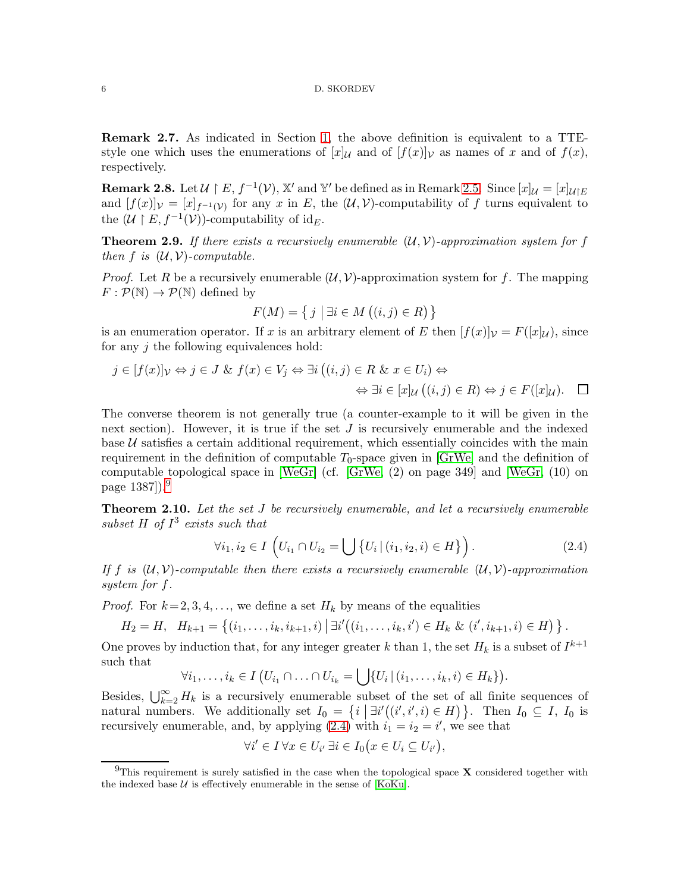**Remark 2.7.** As indicated in Section 1, the above definition is equivalent to a TTE-style one which uses the enumerations of $[x]_\mathcal{U}$ and of $[f(x)]_\mathcal{V}$ as names of $x$ and of $f(x)$, respectively.

**Remark 2.8.** Let $\mathcal{U} \restriction E$, $f^{-1}(\mathcal{V})$, $\mathbb{X}'$ and $\mathbb{Y}'$ be defined as in Remark 2.5. Since $[x]_\mathcal{U} = [x]_{\mathcal{U}\restriction E}$ and $[f(x)]_\mathcal{V} = [x]_{f^{-1}(\mathcal{V})}$ for any $x$ in $E$, the $(\mathcal{U},\mathcal{V})$-computability of $f$ turns equivalent to the $(\mathcal{U} \restriction E, f^{-1}(\mathcal{V}))$-computability of $\mathrm{id}_E$.

**Theorem 2.9.** *If there exists a recursively enumerable $(\mathcal{U},\mathcal{V})$-approximation system for $f$ then $f$ is $(\mathcal{U},\mathcal{V})$-computable.*

*Proof.* Let $R$ be a recursively enumerable $(\mathcal{U},\mathcal{V})$-approximation system for $f$. The mapping $F : \mathcal{P}(\mathbb{N}) \to \mathcal{P}(\mathbb{N})$ defined by

$$F(M) = \left\{ j \;\middle|\; \exists i \in M \left((i,j) \in R\right) \right\}$$

is an enumeration operator. If $x$ is an arbitrary element of $E$ then $[f(x)]_\mathcal{V} = F([x]_\mathcal{U})$, since for any $j$ the following equivalences hold:

$$j \in [f(x)]_\mathcal{V} \Leftrightarrow j \in J \;\&\; f(x) \in V_j \Leftrightarrow \exists i \left((i,j) \in R \;\&\; x \in U_i\right) \Leftrightarrow$$
$$\Leftrightarrow \exists i \in [x]_\mathcal{U} \left((i,j) \in R\right) \Leftrightarrow j \in F([x]_\mathcal{U}). \quad \square$$

The converse theorem is not generally true (a counter-example to it will be given in the next section). However, it is true if the set $J$ is recursively enumerable and the indexed base $\mathcal{U}$ satisfies a certain additional requirement, which essentially coincides with the main requirement in the definition of computable $T_0$-space given in [GrWe] and the definition of computable topological space in [WeGr] (cf. [GrWe, (2) on page 349] and [WeGr, (10) on page 1387]).[9]

**Theorem 2.10.** *Let the set $J$ be recursively enumerable, and let a recursively enumerable subset $H$ of $I^3$ exists such that*

$$\forall i_1, i_2 \in I \;\left(U_{i_1} \cap U_{i_2} = \bigcup \left\{U_i \,|\, (i_1, i_2, i) \in H\right\}\right). \tag{2.4}$$

*If $f$ is $(\mathcal{U},\mathcal{V})$-computable then there exists a recursively enumerable $(\mathcal{U},\mathcal{V})$-approximation system for $f$.*

*Proof.* For $k = 2, 3, 4, \ldots$, we define a set $H_k$ by means of the equalities

$$H_2 = H, \quad H_{k+1} = \left\{(i_1, \ldots, i_k, i_{k+1}, i) \,\middle|\, \exists i'\left((i_1, \ldots, i_k, i') \in H_k \;\&\; (i', i_{k+1}, i) \in H\right)\right\}.$$

One proves by induction that, for any integer greater $k$ than 1, the set $H_k$ is a subset of $I^{k+1}$ such that

$$\forall i_1, \ldots, i_k \in I \left(U_{i_1} \cap \ldots \cap U_{i_k} = \bigcup\{U_i \,|\, (i_1, \ldots, i_k, i) \in H_k\}\right).$$

Besides, $\bigcup_{k=2}^{\infty} H_k$ is a recursively enumerable subset of the set of all finite sequences of natural numbers. We additionally set $I_0 = \left\{i \,\middle|\, \exists i'\left((i', i', i) \in H\right)\right\}$. Then $I_0 \subseteq I$, $I_0$ is recursively enumerable, and, by applying (2.4) with $i_1 = i_2 = i'$, we see that

$$\forall i' \in I \,\forall x \in U_{i'} \,\exists i \in I_0 \left(x \in U_i \subseteq U_{i'}\right),$$

[9] This requirement is surely satisfied in the case when the topological space $\mathbf{X}$ considered together with the indexed base $\mathcal{U}$ is effectively enumerable in the sense of [KoKu].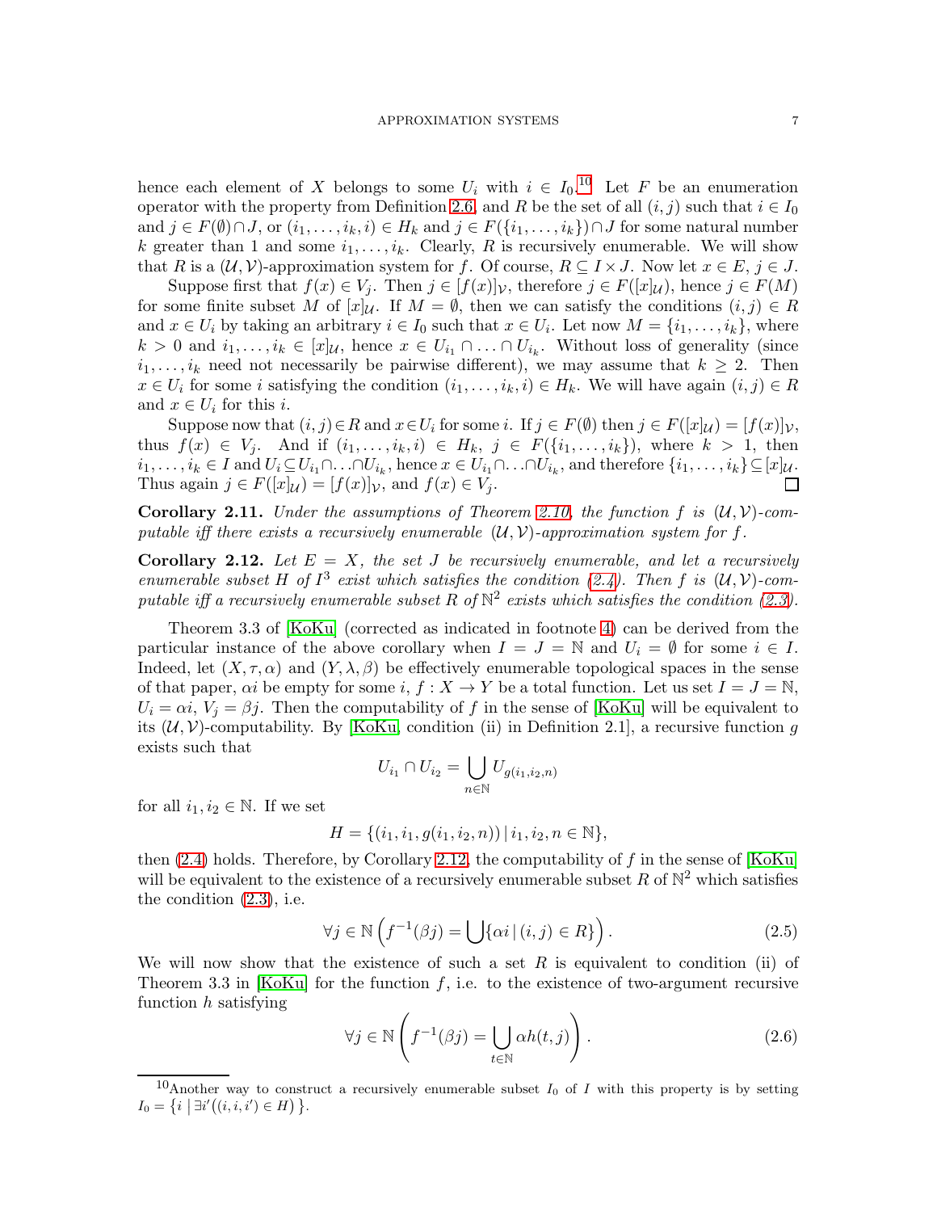hence each element of $X$ belongs to some $U_i$ with $i \in I_0$.[10] Let $F$ be an enumeration operator with the property from Definition 2.6, and $R$ be the set of all $(i,j)$ such that $i \in I_0$ and $j \in F(\emptyset) \cap J$, or $(i_1, \ldots, i_k, i) \in H_k$ and $j \in F(\{i_1, \ldots, i_k\}) \cap J$ for some natural number $k$ greater than 1 and some $i_1, \ldots, i_k$. Clearly, $R$ is recursively enumerable. We will show that $R$ is a $(\mathcal{U}, \mathcal{V})$-approximation system for $f$. Of course, $R \subseteq I \times J$. Now let $x \in E$, $j \in J$.

Suppose first that $f(x) \in V_j$. Then $j \in [f(x)]_{\mathcal{V}}$, therefore $j \in F([x]_{\mathcal{U}})$, hence $j \in F(M)$ for some finite subset $M$ of $[x]_{\mathcal{U}}$. If $M = \emptyset$, then we can satisfy the conditions $(i,j) \in R$ and $x \in U_i$ by taking an arbitrary $i \in I_0$ such that $x \in U_i$. Let now $M = \{i_1, \ldots, i_k\}$, where $k > 0$ and $i_1, \ldots, i_k \in [x]_{\mathcal{U}}$, hence $x \in U_{i_1} \cap \ldots \cap U_{i_k}$. Without loss of generality (since $i_1, \ldots, i_k$ need not necessarily be pairwise different), we may assume that $k \geq 2$. Then $x \in U_i$ for some $i$ satisfying the condition $(i_1, \ldots, i_k, i) \in H_k$. We will have again $(i,j) \in R$ and $x \in U_i$ for this $i$.

Suppose now that $(i,j) \in R$ and $x \in U_i$ for some $i$. If $j \in F(\emptyset)$ then $j \in F([x]_{\mathcal{U}}) = [f(x)]_{\mathcal{V}}$, thus $f(x) \in V_j$. And if $(i_1, \ldots, i_k, i) \in H_k$, $j \in F(\{i_1, \ldots, i_k\})$, where $k > 1$, then $i_1, \ldots, i_k \in I$ and $U_i \subseteq U_{i_1} \cap \ldots \cap U_{i_k}$, hence $x \in U_{i_1} \cap \ldots \cap U_{i_k}$, and therefore $\{i_1, \ldots, i_k\} \subseteq [x]_{\mathcal{U}}$. Thus again $j \in F([x]_{\mathcal{U}}) = [f(x)]_{\mathcal{V}}$, and $f(x) \in V_j$. ☐

**Corollary 2.11.** *Under the assumptions of Theorem 2.10, the function $f$ is $(\mathcal{U}, \mathcal{V})$-computable iff there exists a recursively enumerable $(\mathcal{U}, \mathcal{V})$-approximation system for $f$.*

**Corollary 2.12.** *Let $E = X$, the set $J$ be recursively enumerable, and let a recursively enumerable subset $H$ of $I^3$ exist which satisfies the condition (2.4). Then $f$ is $(\mathcal{U}, \mathcal{V})$-computable iff a recursively enumerable subset $R$ of $\mathbb{N}^2$ exists which satisfies the condition (2.3).*

Theorem 3.3 of [KoKu] (corrected as indicated in footnote 4) can be derived from the particular instance of the above corollary when $I = J = \mathbb{N}$ and $U_i = \emptyset$ for some $i \in I$. Indeed, let $(X, \tau, \alpha)$ and $(Y, \lambda, \beta)$ be effectively enumerable topological spaces in the sense of that paper, $\alpha i$ be empty for some $i$, $f : X \to Y$ be a total function. Let us set $I = J = \mathbb{N}$, $U_i = \alpha i$, $V_j = \beta j$. Then the computability of $f$ in the sense of [KoKu] will be equivalent to its $(\mathcal{U}, \mathcal{V})$-computability. By [KoKu, condition (ii) in Definition 2.1], a recursive function $g$ exists such that

$$U_{i_1} \cap U_{i_2} = \bigcup_{n \in \mathbb{N}} U_{g(i_1, i_2, n)}$$

for all $i_1, i_2 \in \mathbb{N}$. If we set

$$H = \{(i_1, i_1, g(i_1, i_2, n)) \mid i_1, i_2, n \in \mathbb{N}\},$$

then (2.4) holds. Therefore, by Corollary 2.12, the computability of $f$ in the sense of [KoKu] will be equivalent to the existence of a recursively enumerable subset $R$ of $\mathbb{N}^2$ which satisfies the condition (2.3), i.e.

$$\forall j \in \mathbb{N} \left( f^{-1}(\beta j) = \bigcup \{\alpha i \mid (i,j) \in R\} \right). \tag{2.5}$$

We will now show that the existence of such a set $R$ is equivalent to condition (ii) of Theorem 3.3 in [KoKu] for the function $f$, i.e. to the existence of two-argument recursive function $h$ satisfying

$$\forall j \in \mathbb{N} \left( f^{-1}(\beta j) = \bigcup_{t \in \mathbb{N}} \alpha h(t,j) \right). \tag{2.6}$$

[10] Another way to construct a recursively enumerable subset $I_0$ of $I$ with this property is by setting $I_0 = \{ i \mid \exists i' ((i,i,i') \in H) \}$.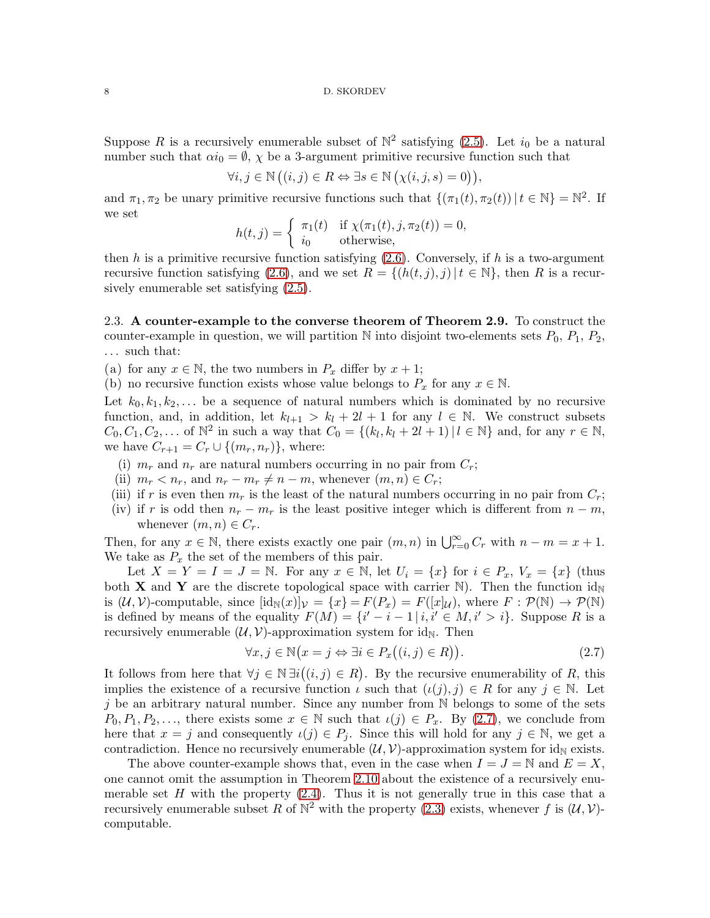Suppose $R$ is a recursively enumerable subset of $\mathbb{N}^2$ satisfying (2.5). Let $i_0$ be a natural number such that $\alpha i_0 = \emptyset$, $\chi$ be a 3-argument primitive recursive function such that

$$\forall i, j \in \mathbb{N}\big((i,j) \in R \Leftrightarrow \exists s \in \mathbb{N}\big(\chi(i,j,s) = 0\big)\big),$$

and $\pi_1, \pi_2$ be unary primitive recursive functions such that $\{(\pi_1(t), \pi_2(t)) \mid t \in \mathbb{N}\} = \mathbb{N}^2$. If we set

$$h(t,j) = \begin{cases} \pi_1(t) & \text{if } \chi(\pi_1(t), j, \pi_2(t)) = 0, \\ i_0 & \text{otherwise,} \end{cases}$$

then $h$ is a primitive recursive function satisfying (2.6). Conversely, if $h$ is a two-argument recursive function satisfying (2.6), and we set $R = \{(h(t,j), j) \mid t \in \mathbb{N}\}$, then $R$ is a recursively enumerable set satisfying (2.5).

## 2.3. **A counter-example to the converse theorem of Theorem 2.9.**

To construct the counter-example in question, we will partition $\mathbb{N}$ into disjoint two-elements sets $P_0$, $P_1$, $P_2$, $\ldots$ such that:

(a) for any $x \in \mathbb{N}$, the two numbers in $P_x$ differ by $x+1$;
(b) no recursive function exists whose value belongs to $P_x$ for any $x \in \mathbb{N}$.

Let $k_0, k_1, k_2, \ldots$ be a sequence of natural numbers which is dominated by no recursive function, and, in addition, let $k_{l+1} > k_l + 2l + 1$ for any $l \in \mathbb{N}$. We construct subsets $C_0, C_1, C_2, \ldots$ of $\mathbb{N}^2$ in such a way that $C_0 = \{(k_l, k_l + 2l + 1) \mid l \in \mathbb{N}\}$ and, for any $r \in \mathbb{N}$, we have $C_{r+1} = C_r \cup \{(m_r, n_r)\}$, where:

(i) $m_r$ and $n_r$ are natural numbers occurring in no pair from $C_r$;
(ii) $m_r < n_r$, and $n_r - m_r \neq n - m$, whenever $(m,n) \in C_r$;
(iii) if $r$ is even then $m_r$ is the least of the natural numbers occurring in no pair from $C_r$;
(iv) if $r$ is odd then $n_r - m_r$ is the least positive integer which is different from $n - m$, whenever $(m,n) \in C_r$.

Then, for any $x \in \mathbb{N}$, there exists exactly one pair $(m,n)$ in $\bigcup_{r=0}^{\infty} C_r$ with $n - m = x + 1$. We take as $P_x$ the set of the members of this pair.

Let $X = Y = I = J = \mathbb{N}$. For any $x \in \mathbb{N}$, let $U_i = \{x\}$ for $i \in P_x$, $V_x = \{x\}$ (thus both $\mathbf{X}$ and $\mathbf{Y}$ are the discrete topological space with carrier $\mathbb{N}$). Then the function $\mathrm{id}_{\mathbb{N}}$ is $(\mathcal{U}, \mathcal{V})$-computable, since $[\mathrm{id}_{\mathbb{N}}(x)]_{\mathcal{V}} = \{x\} = F(P_x) = F([x]_{\mathcal{U}})$, where $F : \mathcal{P}(\mathbb{N}) \to \mathcal{P}(\mathbb{N})$ is defined by means of the equality $F(M) = \{i' - i - 1 \mid i, i' \in M, i' > i\}$. Suppose $R$ is a recursively enumerable $(\mathcal{U}, \mathcal{V})$-approximation system for $\mathrm{id}_{\mathbb{N}}$. Then

$$\forall x, j \in \mathbb{N}\big(x = j \Leftrightarrow \exists i \in P_x\big((i,j) \in R\big)\big). \tag{2.7}$$

It follows from here that $\forall j \in \mathbb{N}\, \exists i\big((i,j) \in R\big)$. By the recursive enumerability of $R$, this implies the existence of a recursive function $\iota$ such that $(\iota(j), j) \in R$ for any $j \in \mathbb{N}$. Let $j$ be an arbitrary natural number. Since any number from $\mathbb{N}$ belongs to some of the sets $P_0, P_1, P_2, \ldots$, there exists some $x \in \mathbb{N}$ such that $\iota(j) \in P_x$. By (2.7), we conclude from here that $x = j$ and consequently $\iota(j) \in P_j$. Since this will hold for any $j \in \mathbb{N}$, we get a contradiction. Hence no recursively enumerable $(\mathcal{U}, \mathcal{V})$-approximation system for $\mathrm{id}_{\mathbb{N}}$ exists.

The above counter-example shows that, even in the case when $I = J = \mathbb{N}$ and $E = X$, one cannot omit the assumption in Theorem 2.10 about the existence of a recursively enumerable set $H$ with the property (2.4). Thus it is not generally true in this case that a recursively enumerable subset $R$ of $\mathbb{N}^2$ with the property (2.3) exists, whenever $f$ is $(\mathcal{U}, \mathcal{V})$-computable.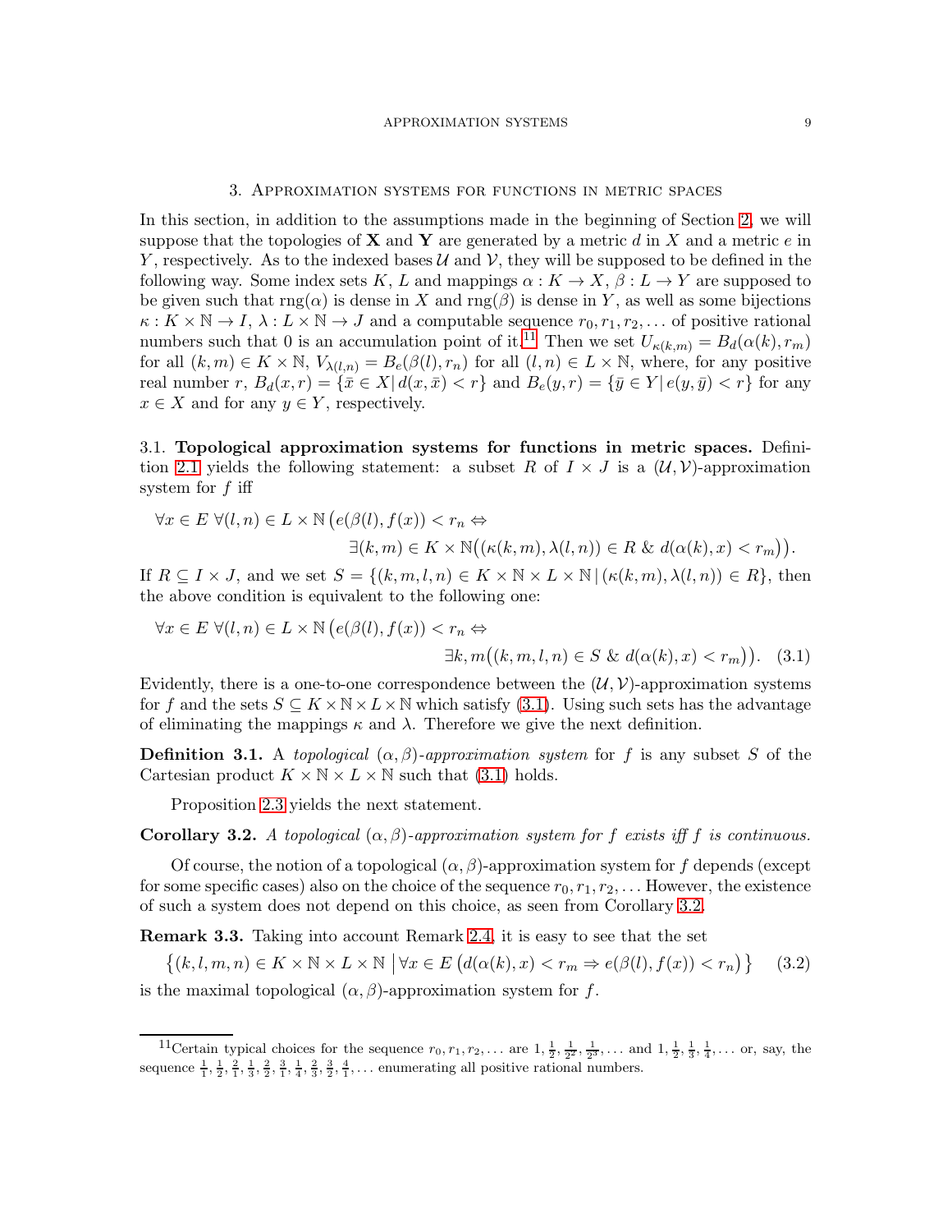## 3. Approximation systems for functions in metric spaces

In this section, in addition to the assumptions made in the beginning of Section 2, we will suppose that the topologies of $\mathbf{X}$ and $\mathbf{Y}$ are generated by a metric $d$ in $X$ and a metric $e$ in $Y$, respectively. As to the indexed bases $\mathcal{U}$ and $\mathcal{V}$, they will be supposed to be defined in the following way. Some index sets $K$, $L$ and mappings $\alpha : K \to X$, $\beta : L \to Y$ are supposed to be given such that $\mathrm{rng}(\alpha)$ is dense in $X$ and $\mathrm{rng}(\beta)$ is dense in $Y$, as well as some bijections $\kappa : K \times \mathbb{N} \to I$, $\lambda : L \times \mathbb{N} \to J$ and a computable sequence $r_0, r_1, r_2, \ldots$ of positive rational numbers such that 0 is an accumulation point of it.[11] Then we set $U_{\kappa(k,m)} = B_d(\alpha(k), r_m)$ for all $(k,m) \in K \times \mathbb{N}$, $V_{\lambda(l,n)} = B_e(\beta(l), r_n)$ for all $(l,n) \in L \times \mathbb{N}$, where, for any positive real number $r$, $B_d(x,r) = \{\bar{x} \in X \,|\, d(x,\bar{x}) < r\}$ and $B_e(y,r) = \{\bar{y} \in Y \,|\, e(y,\bar{y}) < r\}$ for any $x \in X$ and for any $y \in Y$, respectively.

3.1. **Topological approximation systems for functions in metric spaces.** Definition 2.1 yields the following statement: a subset $R$ of $I \times J$ is a $(\mathcal{U},\mathcal{V})$-approximation system for $f$ iff

$$\forall x \in E\ \forall (l,n) \in L \times \mathbb{N}\, \big(e(\beta(l), f(x)) < r_n \Leftrightarrow \\ \exists (k,m) \in K \times \mathbb{N}\big((\kappa(k,m), \lambda(l,n)) \in R \ \&\ d(\alpha(k), x) < r_m\big)\big).$$

If $R \subseteq I \times J$, and we set $S = \{(k,m,l,n) \in K \times \mathbb{N} \times L \times \mathbb{N} \,|\, (\kappa(k,m), \lambda(l,n)) \in R\}$, then the above condition is equivalent to the following one:

$$\forall x \in E\ \forall (l,n) \in L \times \mathbb{N}\, \big(e(\beta(l), f(x)) < r_n \Leftrightarrow \\ \exists k, m\big((k,m,l,n) \in S \ \&\ d(\alpha(k), x) < r_m\big)\big). \quad (3.1)$$

Evidently, there is a one-to-one correspondence between the $(\mathcal{U},\mathcal{V})$-approximation systems for $f$ and the sets $S \subseteq K \times \mathbb{N} \times L \times \mathbb{N}$ which satisfy (3.1). Using such sets has the advantage of eliminating the mappings $\kappa$ and $\lambda$. Therefore we give the next definition.

**Definition 3.1.** A *topological* $(\alpha,\beta)$*-approximation system* for $f$ is any subset $S$ of the Cartesian product $K \times \mathbb{N} \times L \times \mathbb{N}$ such that (3.1) holds.

Proposition 2.3 yields the next statement.

**Corollary 3.2.** *A topological* $(\alpha,\beta)$*-approximation system for* $f$ *exists iff* $f$ *is continuous.*

Of course, the notion of a topological $(\alpha,\beta)$-approximation system for $f$ depends (except for some specific cases) also on the choice of the sequence $r_0, r_1, r_2, \ldots$ However, the existence of such a system does not depend on this choice, as seen from Corollary 3.2.

**Remark 3.3.** Taking into account Remark 2.4, it is easy to see that the set

$$\big\{(k,l,m,n) \in K \times \mathbb{N} \times L \times \mathbb{N} \,\big|\, \forall x \in E\, \big(d(\alpha(k),x) < r_m \Rightarrow e(\beta(l), f(x)) < r_n\big)\big\} \quad (3.2)$$

is the maximal topological $(\alpha,\beta)$-approximation system for $f$.

[11] Certain typical choices for the sequence $r_0, r_1, r_2, \ldots$ are $1, \frac{1}{2}, \frac{1}{2^2}, \frac{1}{2^3}, \ldots$ and $1, \frac{1}{2}, \frac{1}{3}, \frac{1}{4}, \ldots$ or, say, the sequence $\frac{1}{1}, \frac{1}{2}, \frac{2}{1}, \frac{1}{3}, \frac{2}{2}, \frac{3}{1}, \frac{1}{4}, \frac{2}{3}, \frac{3}{2}, \frac{4}{1}, \ldots$ enumerating all positive rational numbers.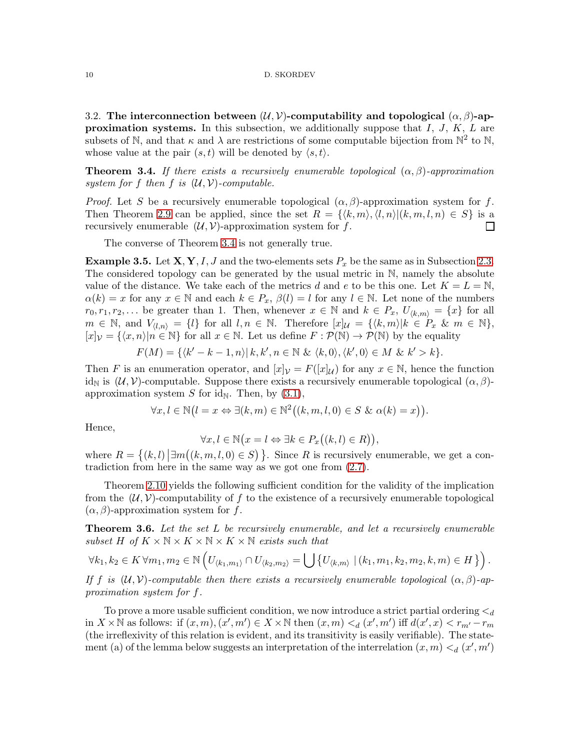3.2. **The interconnection between $(\mathcal{U},\mathcal{V})$-computability and topological $(\alpha,\beta)$-approximation systems.** In this subsection, we additionally suppose that $I$, $J$, $K$, $L$ are subsets of $\mathbb{N}$, and that $\kappa$ and $\lambda$ are restrictions of some computable bijection from $\mathbb{N}^2$ to $\mathbb{N}$, whose value at the pair $(s,t)$ will be denoted by $\langle s,t\rangle$.

**Theorem 3.4.** *If there exists a recursively enumerable topological $(\alpha,\beta)$-approximation system for $f$ then $f$ is $(\mathcal{U},\mathcal{V})$-computable.*

*Proof.* Let $S$ be a recursively enumerable topological $(\alpha,\beta)$-approximation system for $f$. Then Theorem 2.9 can be applied, since the set $R=\{\langle k,m\rangle,\langle l,n\rangle|(k,m,l,n)\in S\}$ is a recursively enumerable $(\mathcal{U},\mathcal{V})$-approximation system for $f$. $\square$

The converse of Theorem 3.4 is not generally true.

**Example 3.5.** Let $\mathbf{X},\mathbf{Y},I,J$ and the two-elements sets $P_x$ be the same as in Subsection 2.3. The considered topology can be generated by the usual metric in $\mathbb{N}$, namely the absolute value of the distance. We take each of the metrics $d$ and $e$ to be this one. Let $K=L=\mathbb{N}$, $\alpha(k)=x$ for any $x\in\mathbb{N}$ and each $k\in P_x$, $\beta(l)=l$ for any $l\in\mathbb{N}$. Let none of the numbers $r_0,r_1,r_2,\dots$ be greater than 1. Then, whenever $x\in\mathbb{N}$ and $k\in P_x$, $U_{\langle k,m\rangle}=\{x\}$ for all $m\in\mathbb{N}$, and $V_{\langle l,n\rangle}=\{l\}$ for all $l,n\in\mathbb{N}$. Therefore $[x]_{\mathcal{U}}=\{\langle k,m\rangle|k\in P_x\ \&\ m\in\mathbb{N}\}$, $[x]_{\mathcal{V}}=\{\langle x,n\rangle|n\in\mathbb{N}\}$ for all $x\in\mathbb{N}$. Let us define $F:\mathcal{P}(\mathbb{N})\to\mathcal{P}(\mathbb{N})$ by the equality

$$F(M)=\{\langle k'-k-1,n\rangle|\,k,k',n\in\mathbb{N}\ \&\ \langle k,0\rangle,\langle k',0\rangle\in M\ \&\ k'>k\}.$$

Then $F$ is an enumeration operator, and $[x]_{\mathcal{V}}=F([x]_{\mathcal{U}})$ for any $x\in\mathbb{N}$, hence the function $\mathrm{id}_{\mathbb{N}}$ is $(\mathcal{U},\mathcal{V})$-computable. Suppose there exists a recursively enumerable topological $(\alpha,\beta)$-approximation system $S$ for $\mathrm{id}_{\mathbb{N}}$. Then, by (3.1),

$$\forall x,l\in\mathbb{N}\big(l=x\Leftrightarrow\exists(k,m)\in\mathbb{N}^2\big((k,m,l,0)\in S\ \&\ \alpha(k)=x\big)\big).$$

Hence,

$$\forall x,l\in\mathbb{N}\big(x=l\Leftrightarrow\exists k\in P_x\big((k,l)\in R\big)\big),$$

where $R=\big\{(k,l)\,\big|\,\exists m\big((k,m,l,0)\in S\big)\big\}$. Since $R$ is recursively enumerable, we get a contradiction from here in the same way as we got one from (2.7).

Theorem 2.10 yields the following sufficient condition for the validity of the implication from the $(\mathcal{U},\mathcal{V})$-computability of $f$ to the existence of a recursively enumerable topological $(\alpha,\beta)$-approximation system for $f$.

**Theorem 3.6.** *Let the set $L$ be recursively enumerable, and let a recursively enumerable subset $H$ of $K\times\mathbb{N}\times K\times\mathbb{N}\times K\times\mathbb{N}$ exists such that*

$$\forall k_1,k_2\in K\,\forall m_1,m_2\in\mathbb{N}\left(U_{\langle k_1,m_1\rangle}\cap U_{\langle k_2,m_2\rangle}=\bigcup\big\{U_{\langle k,m\rangle}\mid(k_1,m_1,k_2,m_2,k,m)\in H\big\}\right).$$

*If $f$ is $(\mathcal{U},\mathcal{V})$-computable then there exists a recursively enumerable topological $(\alpha,\beta)$-approximation system for $f$.*

To prove a more usable sufficient condition, we now introduce a strict partial ordering $<_d$ in $X\times\mathbb{N}$ as follows: if $(x,m),(x',m')\in X\times\mathbb{N}$ then $(x,m)<_d(x',m')$ iff $d(x',x)<r_{m'}-r_m$ (the irreflexivity of this relation is evident, and its transitivity is easily verifiable). The statement (a) of the lemma below suggests an interpretation of the interrelation $(x,m)<_d(x',m')$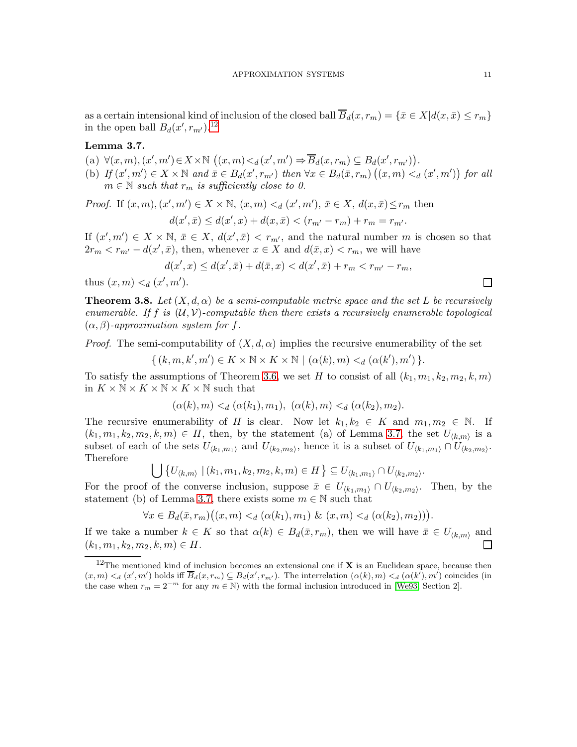as a certain intensional kind of inclusion of the closed ball $\overline{B}_d(x, r_m) = \{\bar{x} \in X | d(x, \bar{x}) \leq r_m\}$ in the open ball $B_d(x', r_{m'})$.[12]

**Lemma 3.7.**

(a) $\forall (x, m), (x', m') \in X \times \mathbb{N}\ \big((x, m) <_d (x', m') \Rightarrow \overline{B}_d(x, r_m) \subseteq B_d(x', r_{m'})\big)$.

(b) *If* $(x', m') \in X \times \mathbb{N}$ *and* $\bar{x} \in B_d(x', r_{m'})$ *then* $\forall x \in B_d(\bar{x}, r_m)\ \big((x, m) <_d (x', m')\big)$ *for all* $m \in \mathbb{N}$ *such that* $r_m$ *is sufficiently close to 0.*

*Proof.* If $(x, m), (x', m') \in X \times \mathbb{N}$, $(x, m) <_d (x', m')$, $\bar{x} \in X$, $d(x, \bar{x}) \leq r_m$ then

$$d(x', \bar{x}) \leq d(x', x) + d(x, \bar{x}) < (r_{m'} - r_m) + r_m = r_{m'}.$$

If $(x', m') \in X \times \mathbb{N}$, $\bar{x} \in X$, $d(x', \bar{x}) < r_{m'}$, and the natural number $m$ is chosen so that $2r_m < r_{m'} - d(x', \bar{x})$, then, whenever $x \in X$ and $d(\bar{x}, x) < r_m$, we will have

$$d(x', x) \leq d(x', \bar{x}) + d(\bar{x}, x) < d(x', \bar{x}) + r_m < r_{m'} - r_m,$$

thus $(x, m) <_d (x', m')$. ◻

**Theorem 3.8.** *Let* $(X, d, \alpha)$ *be a semi-computable metric space and the set* $L$ *be recursively enumerable. If* $f$ *is* $(\mathcal{U}, \mathcal{V})$*-computable then there exists a recursively enumerable topological* $(\alpha, \beta)$*-approximation system for* $f$*.*

*Proof.* The semi-computability of $(X, d, \alpha)$ implies the recursive enumerability of the set

$$\{\, (k, m, k', m') \in K \times \mathbb{N} \times K \times \mathbb{N} \mid (\alpha(k), m) <_d (\alpha(k'), m') \,\}.$$

To satisfy the assumptions of Theorem 3.6, we set $H$ to consist of all $(k_1, m_1, k_2, m_2, k, m)$ in $K \times \mathbb{N} \times K \times \mathbb{N} \times K \times \mathbb{N}$ such that

$$(\alpha(k), m) <_d (\alpha(k_1), m_1),\ (\alpha(k), m) <_d (\alpha(k_2), m_2).$$

The recursive enumerability of $H$ is clear. Now let $k_1, k_2 \in K$ and $m_1, m_2 \in \mathbb{N}$. If $(k_1, m_1, k_2, m_2, k, m) \in H$, then, by the statement (a) of Lemma 3.7, the set $U_{\langle k,m \rangle}$ is a subset of each of the sets $U_{\langle k_1,m_1 \rangle}$ and $U_{\langle k_2,m_2 \rangle}$, hence it is a subset of $U_{\langle k_1,m_1 \rangle} \cap U_{\langle k_2,m_2 \rangle}$. Therefore

$$\bigcup \{ U_{\langle k,m \rangle} \mid (k_1, m_1, k_2, m_2, k, m) \in H \} \subseteq U_{\langle k_1,m_1 \rangle} \cap U_{\langle k_2,m_2 \rangle}.$$

For the proof of the converse inclusion, suppose $\bar{x} \in U_{\langle k_1,m_1 \rangle} \cap U_{\langle k_2,m_2 \rangle}$. Then, by the statement (b) of Lemma 3.7, there exists some $m \in \mathbb{N}$ such that

$$\forall x \in B_d(\bar{x}, r_m)\big((x, m) <_d (\alpha(k_1), m_1)\ \&\ (x, m) <_d (\alpha(k_2), m_2))\big).$$

If we take a number $k \in K$ so that $\alpha(k) \in B_d(\bar{x}, r_m)$, then we will have $\bar{x} \in U_{\langle k,m \rangle}$ and $(k_1, m_1, k_2, m_2, k, m) \in H$. ◻

---

[12] The mentioned kind of inclusion becomes an extensional one if $\mathbf{X}$ is an Euclidean space, because then $(x, m) <_d (x', m')$ holds iff $\overline{B}_d(x, r_m) \subseteq B_d(x', r_{m'})$. The interrelation $(\alpha(k), m) <_d (\alpha(k'), m')$ coincides (in the case when $r_m = 2^{-m}$ for any $m \in \mathbb{N}$) with the formal inclusion introduced in [We93, Section 2].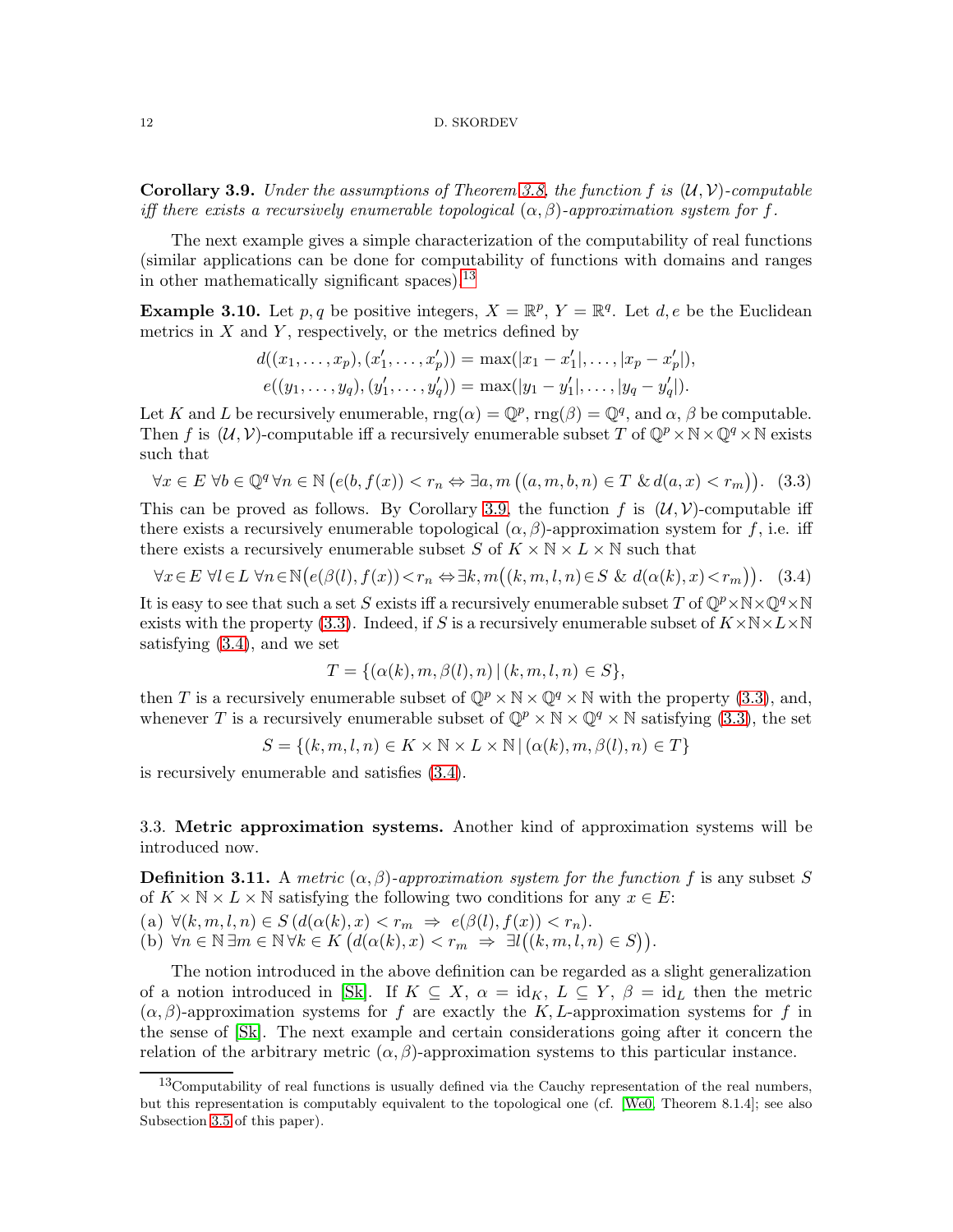**Corollary 3.9.** *Under the assumptions of Theorem 3.8, the function $f$ is $(\mathcal{U},\mathcal{V})$-computable iff there exists a recursively enumerable topological $(\alpha,\beta)$-approximation system for $f$.*

The next example gives a simple characterization of the computability of real functions (similar applications can be done for computability of functions with domains and ranges in other mathematically significant spaces).[13]

**Example 3.10.** Let $p, q$ be positive integers, $X = \mathbb{R}^p$, $Y = \mathbb{R}^q$. Let $d, e$ be the Euclidean metrics in $X$ and $Y$, respectively, or the metrics defined by

$$d((x_1,\ldots,x_p),(x'_1,\ldots,x'_p)) = \max(|x_1 - x'_1|,\ldots,|x_p - x'_p|),$$
$$e((y_1,\ldots,y_q),(y'_1,\ldots,y'_q)) = \max(|y_1 - y'_1|,\ldots,|y_q - y'_q|).$$

Let $K$ and $L$ be recursively enumerable, $\mathrm{rng}(\alpha) = \mathbb{Q}^p$, $\mathrm{rng}(\beta) = \mathbb{Q}^q$, and $\alpha$, $\beta$ be computable. Then $f$ is $(\mathcal{U},\mathcal{V})$-computable iff a recursively enumerable subset $T$ of $\mathbb{Q}^p \times \mathbb{N} \times \mathbb{Q}^q \times \mathbb{N}$ exists such that

$$\forall x \in E\ \forall b \in \mathbb{Q}^q\ \forall n \in \mathbb{N}\ \big(e(b, f(x)) < r_n \Leftrightarrow \exists a, m\ \big((a,m,b,n) \in T\ \&\ d(a,x) < r_m\big)\big). \quad (3.3)$$

This can be proved as follows. By Corollary 3.9, the function $f$ is $(\mathcal{U},\mathcal{V})$-computable iff there exists a recursively enumerable topological $(\alpha,\beta)$-approximation system for $f$, i.e. iff there exists a recursively enumerable subset $S$ of $K \times \mathbb{N} \times L \times \mathbb{N}$ such that

$$\forall x \in E\ \forall l \in L\ \forall n \in \mathbb{N}\big(e(\beta(l), f(x)) < r_n \Leftrightarrow \exists k, m\big((k,m,l,n) \in S\ \&\ d(\alpha(k), x) < r_m\big)\big). \quad (3.4)$$

It is easy to see that such a set $S$ exists iff a recursively enumerable subset $T$ of $\mathbb{Q}^p \times \mathbb{N} \times \mathbb{Q}^q \times \mathbb{N}$ exists with the property (3.3). Indeed, if $S$ is a recursively enumerable subset of $K \times \mathbb{N} \times L \times \mathbb{N}$ satisfying (3.4), and we set

$$T = \{(\alpha(k), m, \beta(l), n) \,|\, (k,m,l,n) \in S\},$$

then $T$ is a recursively enumerable subset of $\mathbb{Q}^p \times \mathbb{N} \times \mathbb{Q}^q \times \mathbb{N}$ with the property (3.3), and, whenever $T$ is a recursively enumerable subset of $\mathbb{Q}^p \times \mathbb{N} \times \mathbb{Q}^q \times \mathbb{N}$ satisfying (3.3), the set

$$S = \{(k,m,l,n) \in K \times \mathbb{N} \times L \times \mathbb{N} \,|\, (\alpha(k), m, \beta(l), n) \in T\}$$

is recursively enumerable and satisfies (3.4).

## 3.3. **Metric approximation systems.**

Another kind of approximation systems will be introduced now.

**Definition 3.11.** A *metric $(\alpha,\beta)$-approximation system for the function $f$* is any subset $S$ of $K \times \mathbb{N} \times L \times \mathbb{N}$ satisfying the following two conditions for any $x \in E$:

(a) $\forall (k,m,l,n) \in S\,(d(\alpha(k), x) < r_m \Rightarrow e(\beta(l), f(x)) < r_n)$.
(b) $\forall n \in \mathbb{N}\,\exists m \in \mathbb{N}\,\forall k \in K\,\big(d(\alpha(k), x) < r_m \Rightarrow \exists l\big((k,m,l,n) \in S\big)\big)$.

The notion introduced in the above definition can be regarded as a slight generalization of a notion introduced in [Sk]. If $K \subseteq X$, $\alpha = \mathrm{id}_K$, $L \subseteq Y$, $\beta = \mathrm{id}_L$ then the metric $(\alpha,\beta)$-approximation systems for $f$ are exactly the $K,L$-approximation systems for $f$ in the sense of [Sk]. The next example and certain considerations going after it concern the relation of the arbitrary metric $(\alpha,\beta)$-approximation systems to this particular instance.

[13] Computability of real functions is usually defined via the Cauchy representation of the real numbers, but this representation is computably equivalent to the topological one (cf. [We0, Theorem 8.1.4]; see also Subsection 3.5 of this paper).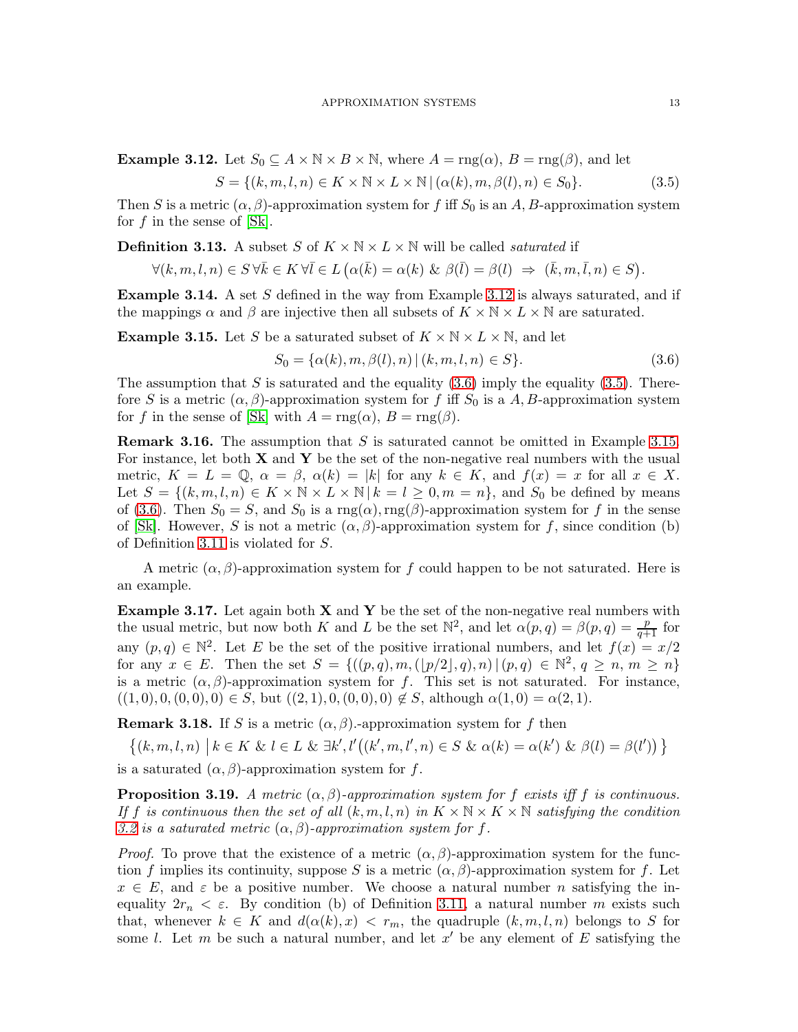**Example 3.12.** Let $S_0 \subseteq A \times \mathbb{N} \times B \times \mathbb{N}$, where $A = \operatorname{rng}(\alpha)$, $B = \operatorname{rng}(\beta)$, and let

$$S = \{(k, m, l, n) \in K \times \mathbb{N} \times L \times \mathbb{N} \,|\, (\alpha(k), m, \beta(l), n) \in S_0\}. \tag{3.5}$$

Then $S$ is a metric $(\alpha, \beta)$-approximation system for $f$ iff $S_0$ is an $A, B$-approximation system for $f$ in the sense of [Sk].

**Definition 3.13.** A subset $S$ of $K \times \mathbb{N} \times L \times \mathbb{N}$ will be called *saturated* if

$$\forall (k, m, l, n) \in S \, \forall \bar{k} \in K \, \forall \bar{l} \in L \left( \alpha(\bar{k}) = \alpha(k) \;\&\; \beta(\bar{l}) = \beta(l) \;\Rightarrow\; (\bar{k}, m, \bar{l}, n) \in S \right).$$

**Example 3.14.** A set $S$ defined in the way from Example 3.12 is always saturated, and if the mappings $\alpha$ and $\beta$ are injective then all subsets of $K \times \mathbb{N} \times L \times \mathbb{N}$ are saturated.

**Example 3.15.** Let $S$ be a saturated subset of $K \times \mathbb{N} \times L \times \mathbb{N}$, and let

$$S_0 = \{\alpha(k), m, \beta(l), n) \,|\, (k, m, l, n) \in S\}. \tag{3.6}$$

The assumption that $S$ is saturated and the equality (3.6) imply the equality (3.5). Therefore $S$ is a metric $(\alpha, \beta)$-approximation system for $f$ iff $S_0$ is a $A, B$-approximation system for $f$ in the sense of [Sk] with $A = \operatorname{rng}(\alpha)$, $B = \operatorname{rng}(\beta)$.

**Remark 3.16.** The assumption that $S$ is saturated cannot be omitted in Example 3.15. For instance, let both $\mathbf{X}$ and $\mathbf{Y}$ be the set of the non-negative real numbers with the usual metric, $K = L = \mathbb{Q}$, $\alpha = \beta$, $\alpha(k) = |k|$ for any $k \in K$, and $f(x) = x$ for all $x \in X$. Let $S = \{(k, m, l, n) \in K \times \mathbb{N} \times L \times \mathbb{N} \,|\, k = l \geq 0, m = n\}$, and $S_0$ be defined by means of (3.6). Then $S_0 = S$, and $S_0$ is a $\operatorname{rng}(\alpha), \operatorname{rng}(\beta)$-approximation system for $f$ in the sense of [Sk]. However, $S$ is not a metric $(\alpha, \beta)$-approximation system for $f$, since condition (b) of Definition 3.11 is violated for $S$.

A metric $(\alpha, \beta)$-approximation system for $f$ could happen to be not saturated. Here is an example.

**Example 3.17.** Let again both $\mathbf{X}$ and $\mathbf{Y}$ be the set of the non-negative real numbers with the usual metric, but now both $K$ and $L$ be the set $\mathbb{N}^2$, and let $\alpha(p, q) = \beta(p, q) = \frac{p}{q+1}$ for any $(p, q) \in \mathbb{N}^2$. Let $E$ be the set of the positive irrational numbers, and let $f(x) = x/2$ for any $x \in E$. Then the set $S = \{((p, q), m, (\lfloor p/2 \rfloor, q), n) \,|\, (p, q) \in \mathbb{N}^2, \, q \geq n, \, m \geq n\}$ is a metric $(\alpha, \beta)$-approximation system for $f$. This set is not saturated. For instance, $((1, 0), 0, (0, 0), 0) \in S$, but $((2, 1), 0, (0, 0), 0) \notin S$, although $\alpha(1, 0) = \alpha(2, 1)$.

**Remark 3.18.** If $S$ is a metric $(\alpha, \beta)$.-approximation system for $f$ then

$$\left\{ (k, m, l, n) \;\middle|\; k \in K \;\&\; l \in L \;\&\; \exists k', l' \big( (k', m, l', n) \in S \;\&\; \alpha(k) = \alpha(k') \;\&\; \beta(l) = \beta(l') \big) \right\}$$

is a saturated $(\alpha, \beta)$-approximation system for $f$.

**Proposition 3.19.** *A metric $(\alpha, \beta)$-approximation system for $f$ exists iff $f$ is continuous. If $f$ is continuous then the set of all $(k, m, l, n)$ in $K \times \mathbb{N} \times K \times \mathbb{N}$ satisfying the condition 3.2 is a saturated metric $(\alpha, \beta)$-approximation system for $f$.*

*Proof.* To prove that the existence of a metric $(\alpha, \beta)$-approximation system for the function $f$ implies its continuity, suppose $S$ is a metric $(\alpha, \beta)$-approximation system for $f$. Let $x \in E$, and $\varepsilon$ be a positive number. We choose a natural number $n$ satisfying the inequality $2r_n < \varepsilon$. By condition (b) of Definition 3.11, a natural number $m$ exists such that, whenever $k \in K$ and $d(\alpha(k), x) < r_m$, the quadruple $(k, m, l, n)$ belongs to $S$ for some $l$. Let $m$ be such a natural number, and let $x'$ be any element of $E$ satisfying the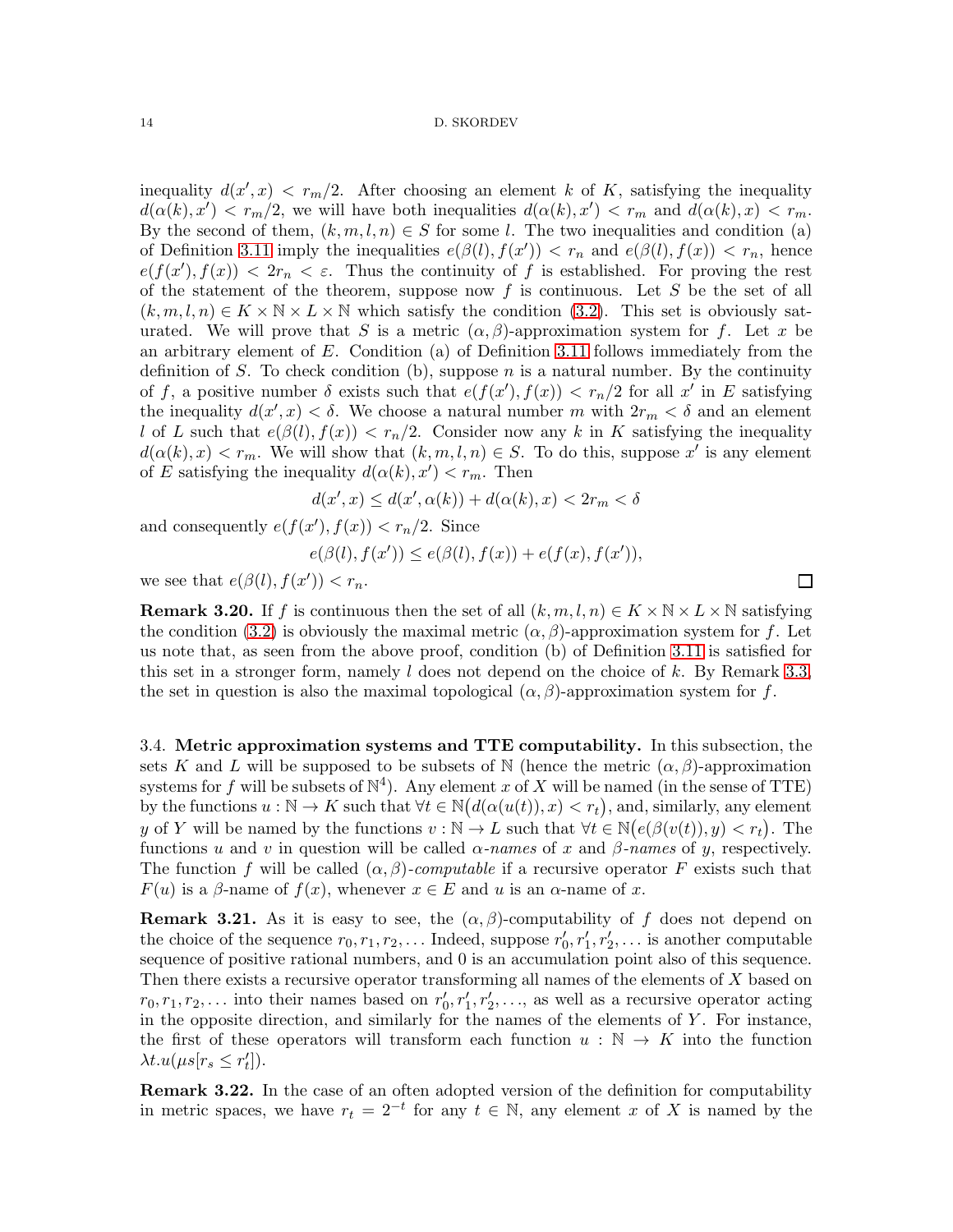inequality $d(x', x) < r_m/2$. After choosing an element $k$ of $K$, satisfying the inequality $d(\alpha(k), x') < r_m/2$, we will have both inequalities $d(\alpha(k), x') < r_m$ and $d(\alpha(k), x) < r_m$. By the second of them, $(k, m, l, n) \in S$ for some $l$. The two inequalities and condition (a) of Definition 3.11 imply the inequalities $e(\beta(l), f(x')) < r_n$ and $e(\beta(l), f(x)) < r_n$, hence $e(f(x'), f(x)) < 2r_n < \varepsilon$. Thus the continuity of $f$ is established. For proving the rest of the statement of the theorem, suppose now $f$ is continuous. Let $S$ be the set of all $(k, m, l, n) \in K \times \mathbb{N} \times L \times \mathbb{N}$ which satisfy the condition (3.2). This set is obviously saturated. We will prove that $S$ is a metric $(\alpha, \beta)$-approximation system for $f$. Let $x$ be an arbitrary element of $E$. Condition (a) of Definition 3.11 follows immediately from the definition of $S$. To check condition (b), suppose $n$ is a natural number. By the continuity of $f$, a positive number $\delta$ exists such that $e(f(x'), f(x)) < r_n/2$ for all $x'$ in $E$ satisfying the inequality $d(x', x) < \delta$. We choose a natural number $m$ with $2r_m < \delta$ and an element $l$ of $L$ such that $e(\beta(l), f(x)) < r_n/2$. Consider now any $k$ in $K$ satisfying the inequality $d(\alpha(k), x) < r_m$. We will show that $(k, m, l, n) \in S$. To do this, suppose $x'$ is any element of $E$ satisfying the inequality $d(\alpha(k), x') < r_m$. Then

$$d(x', x) \leq d(x', \alpha(k)) + d(\alpha(k), x) < 2r_m < \delta$$

and consequently $e(f(x'), f(x)) < r_n/2$. Since

$$e(\beta(l), f(x')) \leq e(\beta(l), f(x)) + e(f(x), f(x')),$$

we see that $e(\beta(l), f(x')) < r_n$. □

**Remark 3.20.** If $f$ is continuous then the set of all $(k, m, l, n) \in K \times \mathbb{N} \times L \times \mathbb{N}$ satisfying the condition (3.2) is obviously the maximal metric $(\alpha, \beta)$-approximation system for $f$. Let us note that, as seen from the above proof, condition (b) of Definition 3.11 is satisfied for this set in a stronger form, namely $l$ does not depend on the choice of $k$. By Remark 3.3, the set in question is also the maximal topological $(\alpha, \beta)$-approximation system for $f$.

### 3.4. Metric approximation systems and TTE computability.

In this subsection, the sets $K$ and $L$ will be supposed to be subsets of $\mathbb{N}$ (hence the metric $(\alpha, \beta)$-approximation systems for $f$ will be subsets of $\mathbb{N}^4$). Any element $x$ of $X$ will be named (in the sense of TTE) by the functions $u : \mathbb{N} \to K$ such that $\forall t \in \mathbb{N}\big(d(\alpha(u(t)), x) < r_t\big)$, and, similarly, any element $y$ of $Y$ will be named by the functions $v : \mathbb{N} \to L$ such that $\forall t \in \mathbb{N}\big(e(\beta(v(t)), y) < r_t\big)$. The functions $u$ and $v$ in question will be called *$\alpha$-names* of $x$ and *$\beta$-names* of $y$, respectively. The function $f$ will be called *$(\alpha, \beta)$-computable* if a recursive operator $F$ exists such that $F(u)$ is a $\beta$-name of $f(x)$, whenever $x \in E$ and $u$ is an $\alpha$-name of $x$.

**Remark 3.21.** As it is easy to see, the $(\alpha, \beta)$-computability of $f$ does not depend on the choice of the sequence $r_0, r_1, r_2, \ldots$ Indeed, suppose $r'_0, r'_1, r'_2, \ldots$ is another computable sequence of positive rational numbers, and 0 is an accumulation point also of this sequence. Then there exists a recursive operator transforming all names of the elements of $X$ based on $r_0, r_1, r_2, \ldots$ into their names based on $r'_0, r'_1, r'_2, \ldots$, as well as a recursive operator acting in the opposite direction, and similarly for the names of the elements of $Y$. For instance, the first of these operators will transform each function $u : \mathbb{N} \to K$ into the function $\lambda t.u(\mu s[r_s \leq r'_t])$.

**Remark 3.22.** In the case of an often adopted version of the definition for computability in metric spaces, we have $r_t = 2^{-t}$ for any $t \in \mathbb{N}$, any element $x$ of $X$ is named by the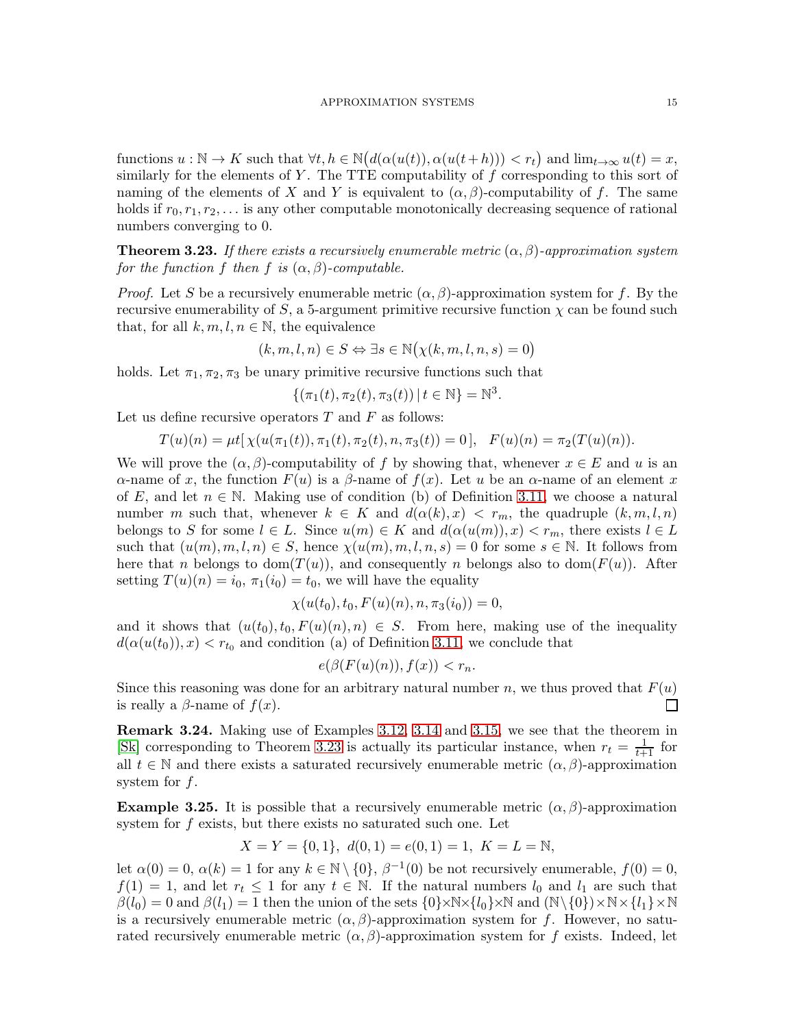functions $u : \mathbb{N} \to K$ such that $\forall t, h \in \mathbb{N}\big(d(\alpha(u(t)), \alpha(u(t+h))) < r_t\big)$ and $\lim_{t\to\infty} u(t) = x$, similarly for the elements of $Y$. The TTE computability of $f$ corresponding to this sort of naming of the elements of $X$ and $Y$ is equivalent to $(\alpha, \beta)$-computability of $f$. The same holds if $r_0, r_1, r_2, \ldots$ is any other computable monotonically decreasing sequence of rational numbers converging to 0.

**Theorem 3.23.** *If there exists a recursively enumerable metric $(\alpha, \beta)$-approximation system for the function $f$ then $f$ is $(\alpha, \beta)$-computable.*

*Proof.* Let $S$ be a recursively enumerable metric $(\alpha, \beta)$-approximation system for $f$. By the recursive enumerability of $S$, a 5-argument primitive recursive function $\chi$ can be found such that, for all $k, m, l, n \in \mathbb{N}$, the equivalence

$$(k, m, l, n) \in S \Leftrightarrow \exists s \in \mathbb{N}\big(\chi(k, m, l, n, s) = 0\big)$$

holds. Let $\pi_1, \pi_2, \pi_3$ be unary primitive recursive functions such that

$$\{(\pi_1(t), \pi_2(t), \pi_3(t)) \,|\, t \in \mathbb{N}\} = \mathbb{N}^3.$$

Let us define recursive operators $T$ and $F$ as follows:

$$T(u)(n) = \mu t[\, \chi(u(\pi_1(t)), \pi_1(t), \pi_2(t), n, \pi_3(t)) = 0\,], \quad F(u)(n) = \pi_2(T(u)(n)).$$

We will prove the $(\alpha, \beta)$-computability of $f$ by showing that, whenever $x \in E$ and $u$ is an $\alpha$-name of $x$, the function $F(u)$ is a $\beta$-name of $f(x)$. Let $u$ be an $\alpha$-name of an element $x$ of $E$, and let $n \in \mathbb{N}$. Making use of condition (b) of Definition 3.11, we choose a natural number $m$ such that, whenever $k \in K$ and $d(\alpha(k), x) < r_m$, the quadruple $(k, m, l, n)$ belongs to $S$ for some $l \in L$. Since $u(m) \in K$ and $d(\alpha(u(m)), x) < r_m$, there exists $l \in L$ such that $(u(m), m, l, n) \in S$, hence $\chi(u(m), m, l, n, s) = 0$ for some $s \in \mathbb{N}$. It follows from here that $n$ belongs to $\operatorname{dom}(T(u))$, and consequently $n$ belongs also to $\operatorname{dom}(F(u))$. After setting $T(u)(n) = i_0$, $\pi_1(i_0) = t_0$, we will have the equality

$$\chi(u(t_0), t_0, F(u)(n), n, \pi_3(i_0)) = 0,$$

and it shows that $(u(t_0), t_0, F(u)(n), n) \in S$. From here, making use of the inequality $d(\alpha(u(t_0)), x) < r_{t_0}$ and condition (a) of Definition 3.11, we conclude that

$$e(\beta(F(u)(n)), f(x)) < r_n.$$

Since this reasoning was done for an arbitrary natural number $n$, we thus proved that $F(u)$ is really a $\beta$-name of $f(x)$. □

**Remark 3.24.** Making use of Examples 3.12, 3.14 and 3.15, we see that the theorem in [Sk] corresponding to Theorem 3.23 is actually its particular instance, when $r_t = \frac{1}{t+1}$ for all $t \in \mathbb{N}$ and there exists a saturated recursively enumerable metric $(\alpha, \beta)$-approximation system for $f$.

**Example 3.25.** It is possible that a recursively enumerable metric $(\alpha, \beta)$-approximation system for $f$ exists, but there exists no saturated such one. Let

$$X = Y = \{0, 1\},\ d(0, 1) = e(0, 1) = 1,\ K = L = \mathbb{N},$$

let $\alpha(0) = 0$, $\alpha(k) = 1$ for any $k \in \mathbb{N} \setminus \{0\}$, $\beta^{-1}(0)$ be not recursively enumerable, $f(0) = 0$, $f(1) = 1$, and let $r_t \le 1$ for any $t \in \mathbb{N}$. If the natural numbers $l_0$ and $l_1$ are such that $\beta(l_0) = 0$ and $\beta(l_1) = 1$ then the union of the sets $\{0\}\times\mathbb{N}\times\{l_0\}\times\mathbb{N}$ and $(\mathbb{N}\setminus\{0\})\times\mathbb{N}\times\{l_1\}\times\mathbb{N}$ is a recursively enumerable metric $(\alpha, \beta)$-approximation system for $f$. However, no saturated recursively enumerable metric $(\alpha, \beta)$-approximation system for $f$ exists. Indeed, let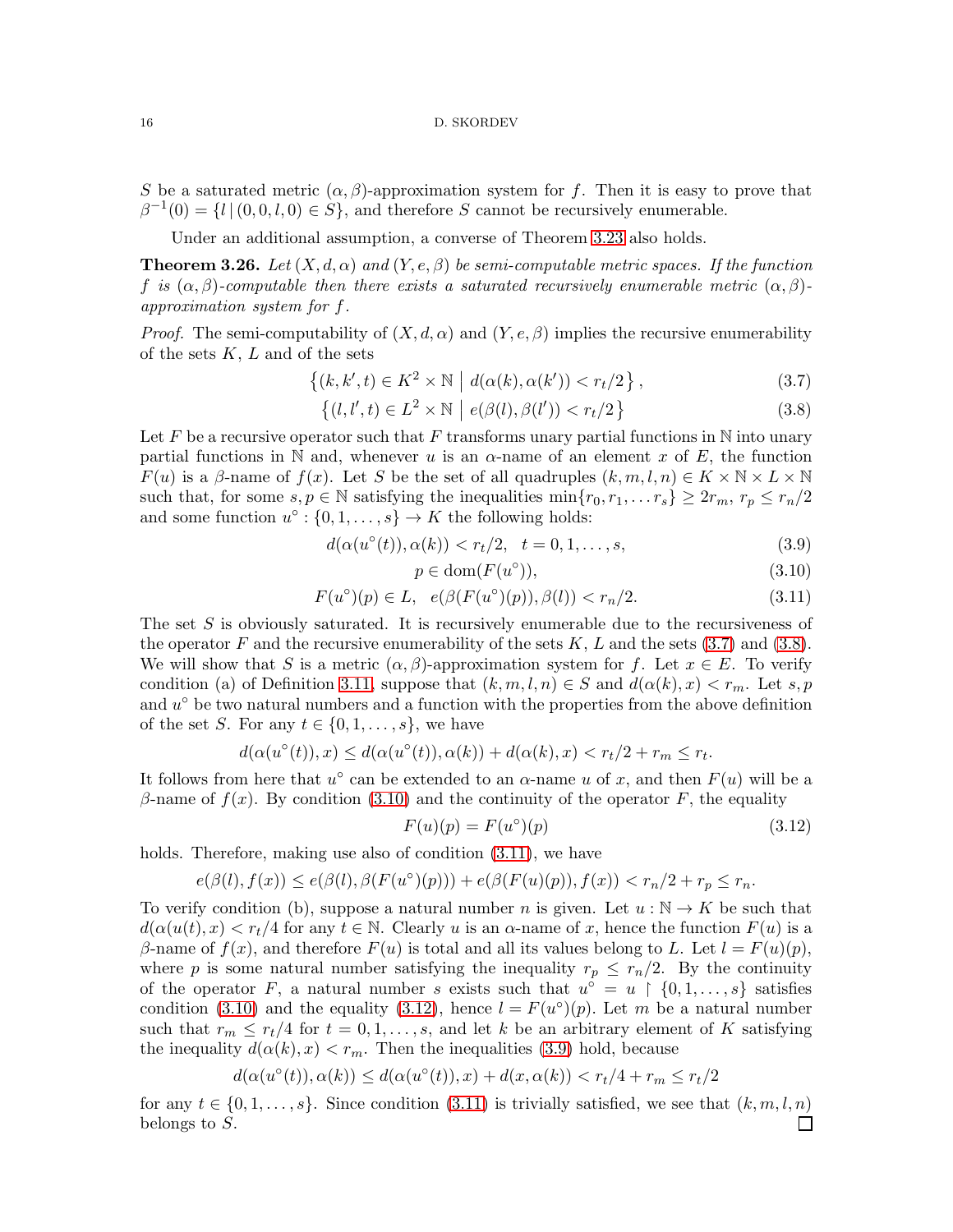$S$ be a saturated metric $(\alpha, \beta)$-approximation system for $f$. Then it is easy to prove that $\beta^{-1}(0) = \{l \mid (0, 0, l, 0) \in S\}$, and therefore $S$ cannot be recursively enumerable.

Under an additional assumption, a converse of Theorem 3.23 also holds.

**Theorem 3.26.** *Let $(X, d, \alpha)$ and $(Y, e, \beta)$ be semi-computable metric spaces. If the function $f$ is $(\alpha, \beta)$-computable then there exists a saturated recursively enumerable metric $(\alpha, \beta)$-approximation system for $f$.*

*Proof.* The semi-computability of $(X, d, \alpha)$ and $(Y, e, \beta)$ implies the recursive enumerability of the sets $K$, $L$ and of the sets

$$\left\{(k, k', t) \in K^2 \times \mathbb{N} \;\middle|\; d(\alpha(k), \alpha(k')) < r_t/2\right\}, \tag{3.7}$$

$$\left\{(l, l', t) \in L^2 \times \mathbb{N} \;\middle|\; e(\beta(l), \beta(l')) < r_t/2\right\} \tag{3.8}$$

Let $F$ be a recursive operator such that $F$ transforms unary partial functions in $\mathbb{N}$ into unary partial functions in $\mathbb{N}$ and, whenever $u$ is an $\alpha$-name of an element $x$ of $E$, the function $F(u)$ is a $\beta$-name of $f(x)$. Let $S$ be the set of all quadruples $(k, m, l, n) \in K \times \mathbb{N} \times L \times \mathbb{N}$ such that, for some $s, p \in \mathbb{N}$ satisfying the inequalities $\min\{r_0, r_1, \ldots r_s\} \geq 2r_m$, $r_p \leq r_n/2$ and some function $u^\circ : \{0, 1, \ldots, s\} \to K$ the following holds:

$$d(\alpha(u^\circ(t)), \alpha(k)) < r_t/2, \quad t = 0, 1, \ldots, s, \tag{3.9}$$

$$p \in \operatorname{dom}(F(u^\circ)), \tag{3.10}$$

$$F(u^\circ)(p) \in L, \quad e(\beta(F(u^\circ)(p)), \beta(l)) < r_n/2. \tag{3.11}$$

The set $S$ is obviously saturated. It is recursively enumerable due to the recursiveness of the operator $F$ and the recursive enumerability of the sets $K$, $L$ and the sets (3.7) and (3.8). We will show that $S$ is a metric $(\alpha, \beta)$-approximation system for $f$. Let $x \in E$. To verify condition (a) of Definition 3.11, suppose that $(k, m, l, n) \in S$ and $d(\alpha(k), x) < r_m$. Let $s, p$ and $u^\circ$ be two natural numbers and a function with the properties from the above definition of the set $S$. For any $t \in \{0, 1, \ldots, s\}$, we have

$$d(\alpha(u^\circ(t)), x) \leq d(\alpha(u^\circ(t)), \alpha(k)) + d(\alpha(k), x) < r_t/2 + r_m \leq r_t.$$

It follows from here that $u^\circ$ can be extended to an $\alpha$-name $u$ of $x$, and then $F(u)$ will be a $\beta$-name of $f(x)$. By condition (3.10) and the continuity of the operator $F$, the equality

$$F(u)(p) = F(u^\circ)(p) \tag{3.12}$$

holds. Therefore, making use also of condition (3.11), we have

$$e(\beta(l), f(x)) \leq e(\beta(l), \beta(F(u^\circ)(p))) + e(\beta(F(u)(p)), f(x)) < r_n/2 + r_p \leq r_n.$$

To verify condition (b), suppose a natural number $n$ is given. Let $u : \mathbb{N} \to K$ be such that $d(\alpha(u(t), x) < r_t/4$ for any $t \in \mathbb{N}$. Clearly $u$ is an $\alpha$-name of $x$, hence the function $F(u)$ is a $\beta$-name of $f(x)$, and therefore $F(u)$ is total and all its values belong to $L$. Let $l = F(u)(p)$, where $p$ is some natural number satisfying the inequality $r_p \leq r_n/2$. By the continuity of the operator $F$, a natural number $s$ exists such that $u^\circ = u \restriction \{0, 1, \ldots, s\}$ satisfies condition (3.10) and the equality (3.12), hence $l = F(u^\circ)(p)$. Let $m$ be a natural number such that $r_m \leq r_t/4$ for $t = 0, 1, \ldots, s$, and let $k$ be an arbitrary element of $K$ satisfying the inequality $d(\alpha(k), x) < r_m$. Then the inequalities (3.9) hold, because

$$d(\alpha(u^\circ(t)), \alpha(k)) \leq d(\alpha(u^\circ(t)), x) + d(x, \alpha(k)) < r_t/4 + r_m \leq r_t/2$$

for any $t \in \{0, 1, \ldots, s\}$. Since condition (3.11) is trivially satisfied, we see that $(k, m, l, n)$ belongs to $S$. □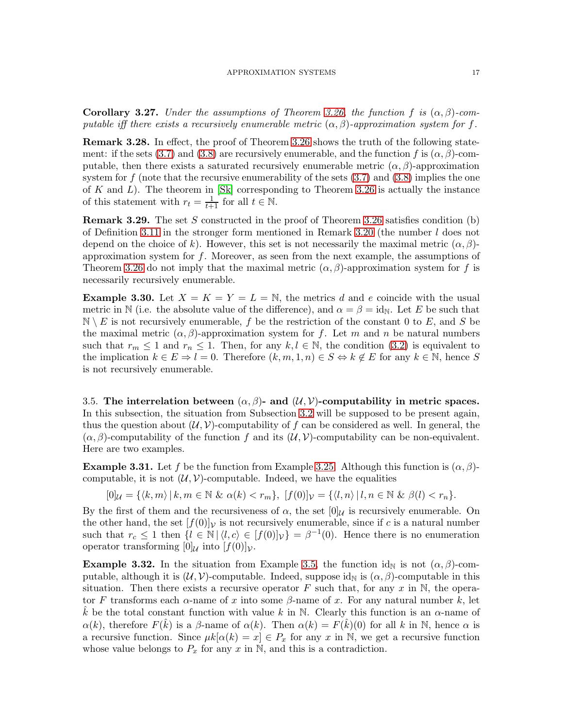**Corollary 3.27.** *Under the assumptions of Theorem 3.26, the function $f$ is $(\alpha, \beta)$-computable iff there exists a recursively enumerable metric $(\alpha, \beta)$-approximation system for $f$.*

**Remark 3.28.** In effect, the proof of Theorem 3.26 shows the truth of the following statement: if the sets (3.7) and (3.8) are recursively enumerable, and the function $f$ is $(\alpha, \beta)$-computable, then there exists a saturated recursively enumerable metric $(\alpha, \beta)$-approximation system for $f$ (note that the recursive enumerability of the sets (3.7) and (3.8) implies the one of $K$ and $L$). The theorem in [Sk] corresponding to Theorem 3.26 is actually the instance of this statement with $r_t = \frac{1}{t+1}$ for all $t \in \mathbb{N}$.

**Remark 3.29.** The set $S$ constructed in the proof of Theorem 3.26 satisfies condition (b) of Definition 3.11 in the stronger form mentioned in Remark 3.20 (the number $l$ does not depend on the choice of $k$). However, this set is not necessarily the maximal metric $(\alpha, \beta)$-approximation system for $f$. Moreover, as seen from the next example, the assumptions of Theorem 3.26 do not imply that the maximal metric $(\alpha, \beta)$-approximation system for $f$ is necessarily recursively enumerable.

**Example 3.30.** Let $X = K = Y = L = \mathbb{N}$, the metrics $d$ and $e$ coincide with the usual metric in $\mathbb{N}$ (i.e. the absolute value of the difference), and $\alpha = \beta = \mathrm{id}_{\mathbb{N}}$. Let $E$ be such that $\mathbb{N} \setminus E$ is not recursively enumerable, $f$ be the restriction of the constant 0 to $E$, and $S$ be the maximal metric $(\alpha, \beta)$-approximation system for $f$. Let $m$ and $n$ be natural numbers such that $r_m \leq 1$ and $r_n \leq 1$. Then, for any $k, l \in \mathbb{N}$, the condition (3.2) is equivalent to the implication $k \in E \Rightarrow l = 0$. Therefore $(k, m, 1, n) \in S \Leftrightarrow k \notin E$ for any $k \in \mathbb{N}$, hence $S$ is not recursively enumerable.

3.5. **The interrelation between $(\alpha, \beta)$- and $(\mathcal{U}, \mathcal{V})$-computability in metric spaces.** In this subsection, the situation from Subsection 3.2 will be supposed to be present again, thus the question about $(\mathcal{U}, \mathcal{V})$-computability of $f$ can be considered as well. In general, the $(\alpha, \beta)$-computability of the function $f$ and its $(\mathcal{U}, \mathcal{V})$-computability can be non-equivalent. Here are two examples.

**Example 3.31.** Let $f$ be the function from Example 3.25. Although this function is $(\alpha, \beta)$-computable, it is not $(\mathcal{U}, \mathcal{V})$-computable. Indeed, we have the equalities

$$[0]_{\mathcal{U}} = \{\langle k, m\rangle \,|\, k, m \in \mathbb{N} \;\&\; \alpha(k) < r_m\}, \; [f(0)]_{\mathcal{V}} = \{\langle l, n\rangle \,|\, l, n \in \mathbb{N} \;\&\; \beta(l) < r_n\}.$$

By the first of them and the recursiveness of $\alpha$, the set $[0]_{\mathcal{U}}$ is recursively enumerable. On the other hand, the set $[f(0)]_{\mathcal{V}}$ is not recursively enumerable, since if $c$ is a natural number such that $r_c \leq 1$ then $\{l \in \mathbb{N} \,|\, \langle l, c\rangle \in [f(0)]_{\mathcal{V}}\} = \beta^{-1}(0)$. Hence there is no enumeration operator transforming $[0]_{\mathcal{U}}$ into $[f(0)]_{\mathcal{V}}$.

**Example 3.32.** In the situation from Example 3.5, the function $\mathrm{id}_{\mathbb{N}}$ is not $(\alpha, \beta)$-computable, although it is $(\mathcal{U}, \mathcal{V})$-computable. Indeed, suppose $\mathrm{id}_{\mathbb{N}}$ is $(\alpha, \beta)$-computable in this situation. Then there exists a recursive operator $F$ such that, for any $x$ in $\mathbb{N}$, the operator $F$ transforms each $\alpha$-name of $x$ into some $\beta$-name of $x$. For any natural number $k$, let $\hat{k}$ be the total constant function with value $k$ in $\mathbb{N}$. Clearly this function is an $\alpha$-name of $\alpha(k)$, therefore $F(\hat{k})$ is a $\beta$-name of $\alpha(k)$. Then $\alpha(k) = F(\hat{k})(0)$ for all $k$ in $\mathbb{N}$, hence $\alpha$ is a recursive function. Since $\mu k[\alpha(k) = x] \in P_x$ for any $x$ in $\mathbb{N}$, we get a recursive function whose value belongs to $P_x$ for any $x$ in $\mathbb{N}$, and this is a contradiction.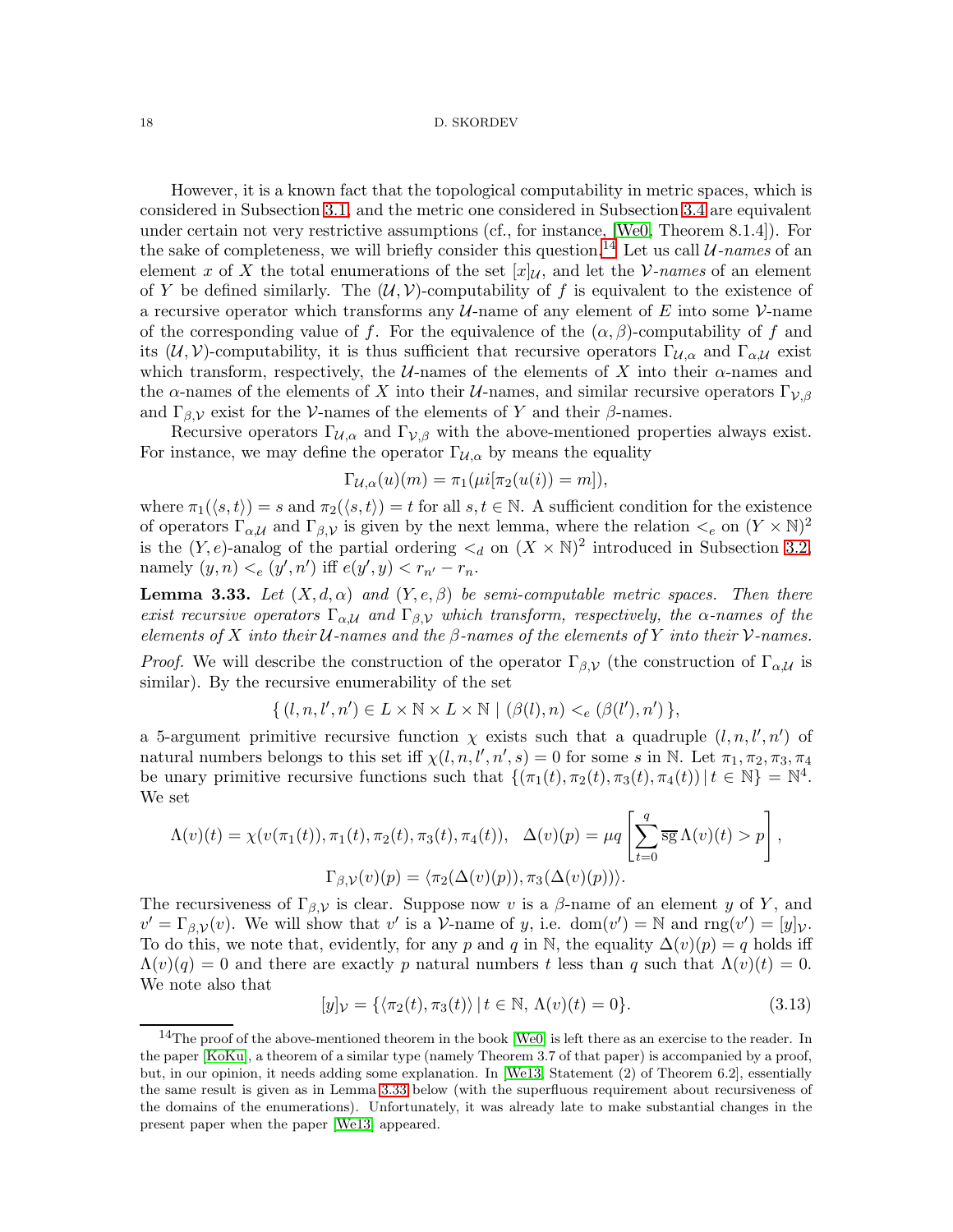However, it is a known fact that the topological computability in metric spaces, which is considered in Subsection 3.1, and the metric one considered in Subsection 3.4 are equivalent under certain not very restrictive assumptions (cf., for instance, [We0, Theorem 8.1.4]). For the sake of completeness, we will briefly consider this question.[14] Let us call $\mathcal{U}$*-names* of an element $x$ of $X$ the total enumerations of the set $[x]_{\mathcal{U}}$, and let the $\mathcal{V}$*-names* of an element of $Y$ be defined similarly. The $(\mathcal{U},\mathcal{V})$-computability of $f$ is equivalent to the existence of a recursive operator which transforms any $\mathcal{U}$-name of any element of $E$ into some $\mathcal{V}$-name of the corresponding value of $f$. For the equivalence of the $(\alpha,\beta)$-computability of $f$ and its $(\mathcal{U},\mathcal{V})$-computability, it is thus sufficient that recursive operators $\Gamma_{\mathcal{U},\alpha}$ and $\Gamma_{\alpha,\mathcal{U}}$ exist which transform, respectively, the $\mathcal{U}$-names of the elements of $X$ into their $\alpha$-names and the $\alpha$-names of the elements of $X$ into their $\mathcal{U}$-names, and similar recursive operators $\Gamma_{\mathcal{V},\beta}$ and $\Gamma_{\beta,\mathcal{V}}$ exist for the $\mathcal{V}$-names of the elements of $Y$ and their $\beta$-names.

Recursive operators $\Gamma_{\mathcal{U},\alpha}$ and $\Gamma_{\mathcal{V},\beta}$ with the above-mentioned properties always exist. For instance, we may define the operator $\Gamma_{\mathcal{U},\alpha}$ by means the equality

$$\Gamma_{\mathcal{U},\alpha}(u)(m) = \pi_1(\mu i[\pi_2(u(i)) = m]),$$

where $\pi_1(\langle s,t\rangle) = s$ and $\pi_2(\langle s,t\rangle) = t$ for all $s,t \in \mathbb{N}$. A sufficient condition for the existence of operators $\Gamma_{\alpha,\mathcal{U}}$ and $\Gamma_{\beta,\mathcal{V}}$ is given by the next lemma, where the relation $<_e$ on $(Y\times\mathbb{N})^2$ is the $(Y,e)$-analog of the partial ordering $<_d$ on $(X\times\mathbb{N})^2$ introduced in Subsection 3.2, namely $(y,n) <_e (y',n')$ iff $e(y',y) < r_{n'} - r_n$.

**Lemma 3.33.** *Let $(X,d,\alpha)$ and $(Y,e,\beta)$ be semi-computable metric spaces. Then there exist recursive operators $\Gamma_{\alpha,\mathcal{U}}$ and $\Gamma_{\beta,\mathcal{V}}$ which transform, respectively, the $\alpha$-names of the elements of $X$ into their $\mathcal{U}$-names and the $\beta$-names of the elements of $Y$ into their $\mathcal{V}$-names.*

*Proof.* We will describe the construction of the operator $\Gamma_{\beta,\mathcal{V}}$ (the construction of $\Gamma_{\alpha,\mathcal{U}}$ is similar). By the recursive enumerability of the set

$$\{\,(l,n,l',n') \in L\times\mathbb{N}\times L\times\mathbb{N} \mid (\beta(l),n) <_e (\beta(l'),n')\,\},$$

a 5-argument primitive recursive function $\chi$ exists such that a quadruple $(l,n,l',n')$ of natural numbers belongs to this set iff $\chi(l,n,l',n',s) = 0$ for some $s$ in $\mathbb{N}$. Let $\pi_1,\pi_2,\pi_3,\pi_4$ be unary primitive recursive functions such that $\{(\pi_1(t),\pi_2(t),\pi_3(t),\pi_4(t)) \mid t\in\mathbb{N}\} = \mathbb{N}^4$. We set

$$\Lambda(v)(t) = \chi(v(\pi_1(t)),\pi_1(t),\pi_2(t),\pi_3(t),\pi_4(t)), \quad \Delta(v)(p) = \mu q\left[\sum_{t=0}^{q}\overline{\mathrm{sg}}\,\Lambda(v)(t) > p\right],$$
$$\Gamma_{\beta,\mathcal{V}}(v)(p) = \langle \pi_2(\Delta(v)(p)), \pi_3(\Delta(v)(p))\rangle.$$

The recursiveness of $\Gamma_{\beta,\mathcal{V}}$ is clear. Suppose now $v$ is a $\beta$-name of an element $y$ of $Y$, and $v' = \Gamma_{\beta,\mathcal{V}}(v)$. We will show that $v'$ is a $\mathcal{V}$-name of $y$, i.e. $\mathrm{dom}(v') = \mathbb{N}$ and $\mathrm{rng}(v') = [y]_{\mathcal{V}}$. To do this, we note that, evidently, for any $p$ and $q$ in $\mathbb{N}$, the equality $\Delta(v)(p) = q$ holds iff $\Lambda(v)(q) = 0$ and there are exactly $p$ natural numbers $t$ less than $q$ such that $\Lambda(v)(t) = 0$. We note also that

$$[y]_{\mathcal{V}} = \{\langle\pi_2(t),\pi_3(t)\rangle \mid t\in\mathbb{N},\ \Lambda(v)(t) = 0\}. \tag{3.13}$$

[14] The proof of the above-mentioned theorem in the book [We0] is left there as an exercise to the reader. In the paper [KoKu], a theorem of a similar type (namely Theorem 3.7 of that paper) is accompanied by a proof, but, in our opinion, it needs adding some explanation. In [We13, Statement (2) of Theorem 6.2], essentially the same result is given as in Lemma 3.33 below (with the superfluous requirement about recursiveness of the domains of the enumerations). Unfortunately, it was already late to make substantial changes in the present paper when the paper [We13] appeared.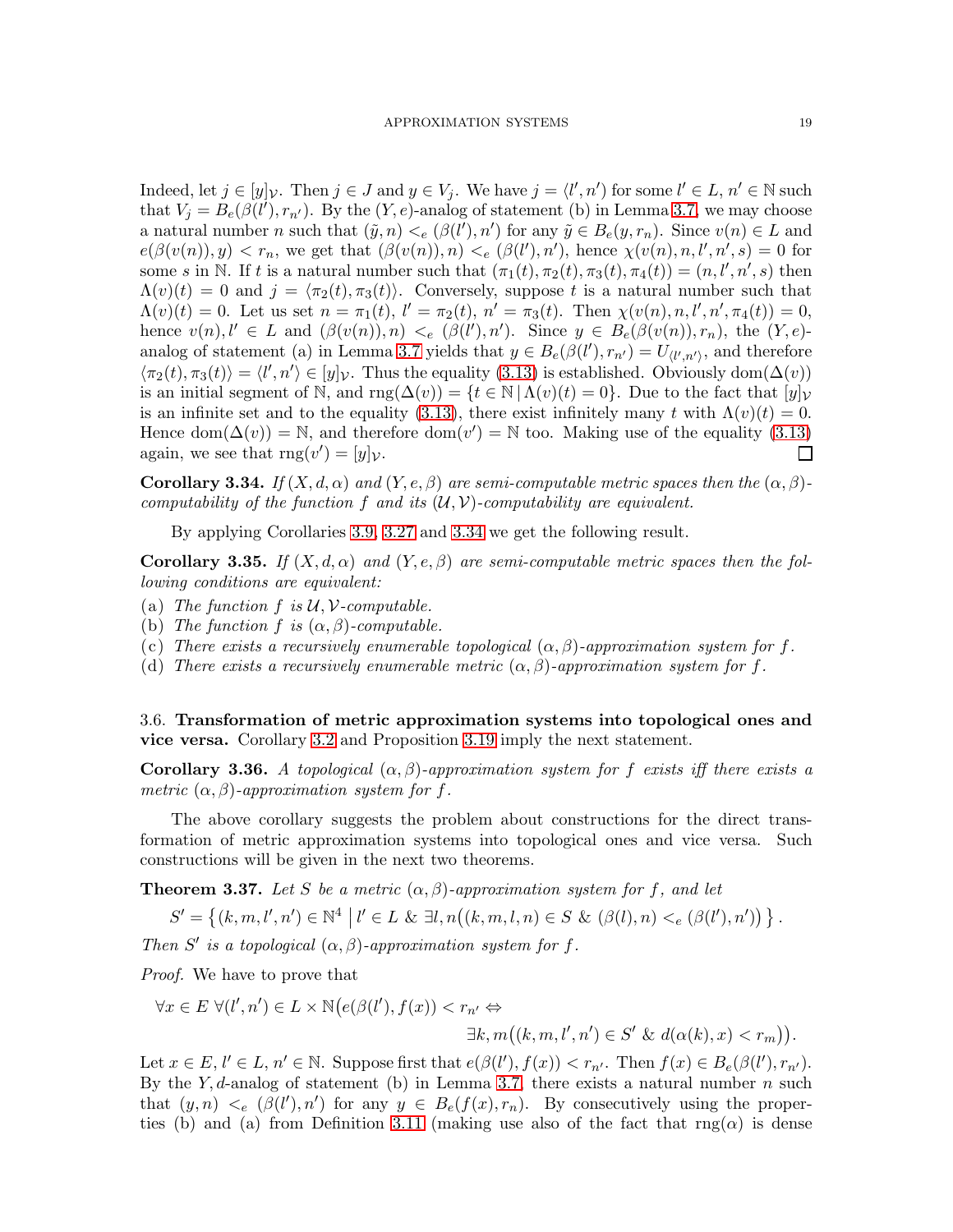Indeed, let $j \in [y]_{\mathcal{V}}$. Then $j \in J$ and $y \in V_j$. We have $j = \langle l', n' \rangle$ for some $l' \in L$, $n' \in \mathbb{N}$ such that $V_j = B_e(\beta(l'), r_{n'})$. By the $(Y, e)$-analog of statement (b) in Lemma 3.7, we may choose a natural number $n$ such that $(\tilde{y}, n) <_e (\beta(l'), n')$ for any $\tilde{y} \in B_e(y, r_n)$. Since $v(n) \in L$ and $e(\beta(v(n)), y) < r_n$, we get that $(\beta(v(n)), n) <_e (\beta(l'), n')$, hence $\chi(v(n), n, l', n', s) = 0$ for some $s$ in $\mathbb{N}$. If $t$ is a natural number such that $(\pi_1(t), \pi_2(t), \pi_3(t), \pi_4(t)) = (n, l', n', s)$ then $\Lambda(v)(t) = 0$ and $j = \langle \pi_2(t), \pi_3(t) \rangle$. Conversely, suppose $t$ is a natural number such that $\Lambda(v)(t) = 0$. Let us set $n = \pi_1(t)$, $l' = \pi_2(t)$, $n' = \pi_3(t)$. Then $\chi(v(n), n, l', n', \pi_4(t)) = 0$, hence $v(n), l' \in L$ and $(\beta(v(n)), n) <_e (\beta(l'), n')$. Since $y \in B_e(\beta(v(n)), r_n)$, the $(Y, e)$-analog of statement (a) in Lemma 3.7 yields that $y \in B_e(\beta(l'), r_{n'}) = U_{\langle l', n' \rangle}$, and therefore $\langle \pi_2(t), \pi_3(t) \rangle = \langle l', n' \rangle \in [y]_{\mathcal{V}}$. Thus the equality (3.13) is established. Obviously $\mathrm{dom}(\Delta(v))$ is an initial segment of $\mathbb{N}$, and $\mathrm{rng}(\Delta(v)) = \{t \in \mathbb{N} \mid \Lambda(v)(t) = 0\}$. Due to the fact that $[y]_{\mathcal{V}}$ is an infinite set and to the equality (3.13), there exist infinitely many $t$ with $\Lambda(v)(t) = 0$. Hence $\mathrm{dom}(\Delta(v)) = \mathbb{N}$, and therefore $\mathrm{dom}(v') = \mathbb{N}$ too. Making use of the equality (3.13) again, we see that $\mathrm{rng}(v') = [y]_{\mathcal{V}}$. □

**Corollary 3.34.** *If $(X, d, \alpha)$ and $(Y, e, \beta)$ are semi-computable metric spaces then the $(\alpha, \beta)$-computability of the function $f$ and its $(\mathcal{U}, \mathcal{V})$-computability are equivalent.*

By applying Corollaries 3.9, 3.27 and 3.34 we get the following result.

**Corollary 3.35.** *If $(X, d, \alpha)$ and $(Y, e, \beta)$ are semi-computable metric spaces then the following conditions are equivalent:*

(a) *The function $f$ is $\mathcal{U}, \mathcal{V}$-computable.*
(b) *The function $f$ is $(\alpha, \beta)$-computable.*
(c) *There exists a recursively enumerable topological $(\alpha, \beta)$-approximation system for $f$.*
(d) *There exists a recursively enumerable metric $(\alpha, \beta)$-approximation system for $f$.*

### 3.6. Transformation of metric approximation systems into topological ones and vice versa.

Corollary 3.2 and Proposition 3.19 imply the next statement.

**Corollary 3.36.** *A topological $(\alpha, \beta)$-approximation system for $f$ exists iff there exists a metric $(\alpha, \beta)$-approximation system for $f$.*

The above corollary suggests the problem about constructions for the direct transformation of metric approximation systems into topological ones and vice versa. Such constructions will be given in the next two theorems.

**Theorem 3.37.** *Let $S$ be a metric $(\alpha, \beta)$-approximation system for $f$, and let*

$$S' = \left\{ (k, m, l', n') \in \mathbb{N}^4 \;\middle|\; l' \in L \;\&\; \exists l, n\big((k, m, l, n) \in S \;\&\; (\beta(l), n) <_e (\beta(l'), n')\big) \right\}.$$

*Then $S'$ is a topological $(\alpha, \beta)$-approximation system for $f$.*

*Proof.* We have to prove that

$$\forall x \in E \; \forall (l', n') \in L \times \mathbb{N}\big(e(\beta(l'), f(x)) < r_{n'} \Leftrightarrow \\ \exists k, m\big((k, m, l', n') \in S' \;\&\; d(\alpha(k), x) < r_m\big)\big).$$

Let $x \in E$, $l' \in L$, $n' \in \mathbb{N}$. Suppose first that $e(\beta(l'), f(x)) < r_{n'}$. Then $f(x) \in B_e(\beta(l'), r_{n'})$. By the $Y, d$-analog of statement (b) in Lemma 3.7, there exists a natural number $n$ such that $(y, n) <_e (\beta(l'), n')$ for any $y \in B_e(f(x), r_n)$. By consecutively using the properties (b) and (a) from Definition 3.11 (making use also of the fact that $\mathrm{rng}(\alpha)$ is dense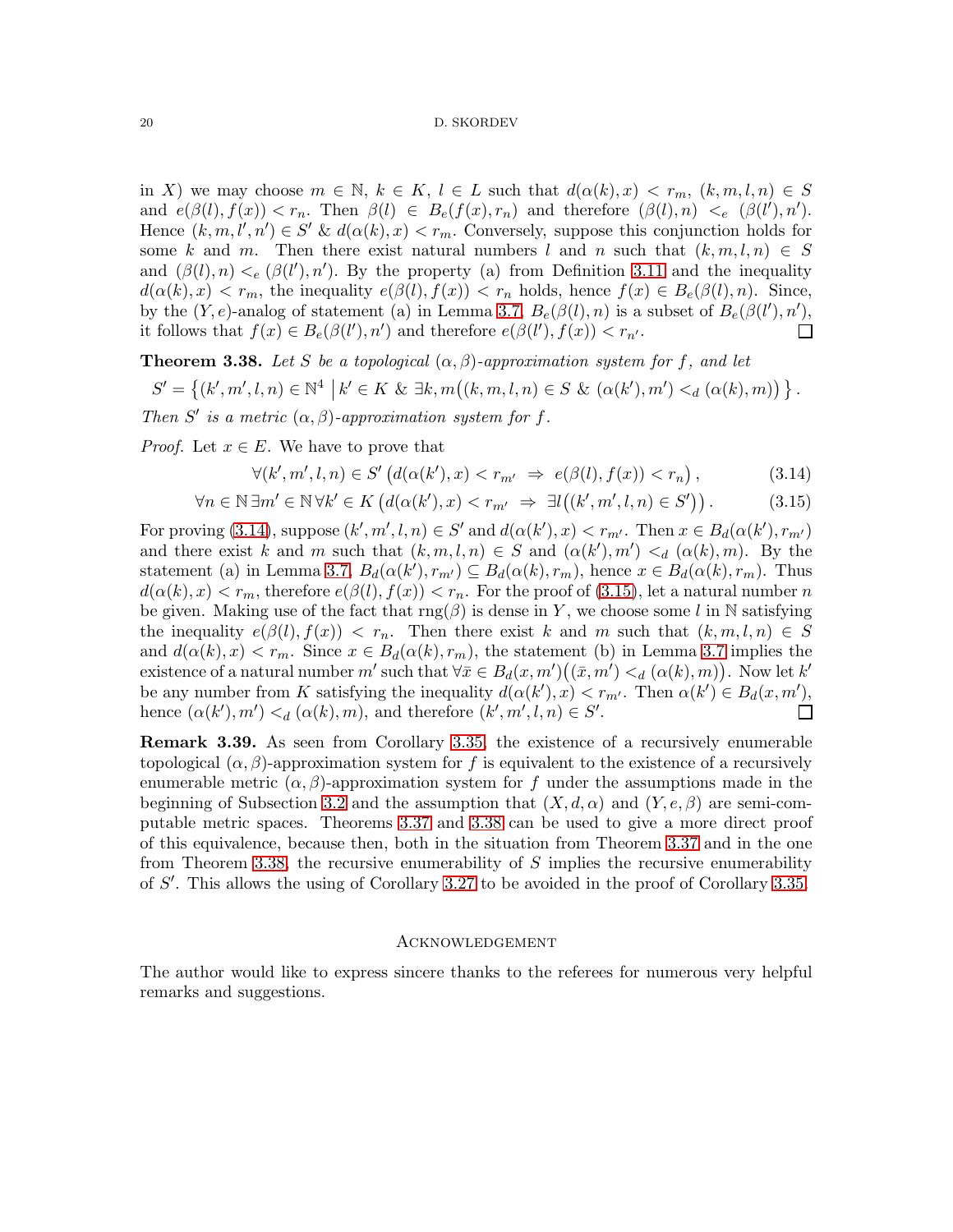in $X$) we may choose $m \in \mathbb{N}$, $k \in K$, $l \in L$ such that $d(\alpha(k), x) < r_m$, $(k, m, l, n) \in S$ and $e(\beta(l), f(x)) < r_n$. Then $\beta(l) \in B_e(f(x), r_n)$ and therefore $(\beta(l), n) <_e (\beta(l'), n')$. Hence $(k, m, l', n') \in S'$ & $d(\alpha(k), x) < r_m$. Conversely, suppose this conjunction holds for some $k$ and $m$. Then there exist natural numbers $l$ and $n$ such that $(k, m, l, n) \in S$ and $(\beta(l), n) <_e (\beta(l'), n')$. By the property (a) from Definition 3.11 and the inequality $d(\alpha(k), x) < r_m$, the inequality $e(\beta(l), f(x)) < r_n$ holds, hence $f(x) \in B_e(\beta(l), n)$. Since, by the $(Y, e)$-analog of statement (a) in Lemma 3.7, $B_e(\beta(l), n)$ is a subset of $B_e(\beta(l'), n')$, it follows that $f(x) \in B_e(\beta(l'), n')$ and therefore $e(\beta(l'), f(x)) < r_{n'}$. □

**Theorem 3.38.** *Let $S$ be a topological $(\alpha, \beta)$-approximation system for $f$, and let*

$$S' = \left\{(k', m', l, n) \in \mathbb{N}^4 \;\middle|\; k' \in K \;\&\; \exists k, m\big((k, m, l, n) \in S \;\&\; (\alpha(k'), m') <_d (\alpha(k), m)\big)\right\}.$$

*Then $S'$ is a metric $(\alpha, \beta)$-approximation system for $f$.*

*Proof.* Let $x \in E$. We have to prove that

$$\forall (k', m', l, n) \in S' \left(d(\alpha(k'), x) < r_{m'} \;\Rightarrow\; e(\beta(l), f(x)) < r_n\right), \tag{3.14}$$

$$\forall n \in \mathbb{N}\, \exists m' \in \mathbb{N}\, \forall k' \in K \left(d(\alpha(k'), x) < r_{m'} \;\Rightarrow\; \exists l\big((k', m', l, n) \in S'\big)\right). \tag{3.15}$$

For proving (3.14), suppose $(k', m', l, n) \in S'$ and $d(\alpha(k'), x) < r_{m'}$. Then $x \in B_d(\alpha(k'), r_{m'})$ and there exist $k$ and $m$ such that $(k, m, l, n) \in S$ and $(\alpha(k'), m') <_d (\alpha(k), m)$. By the statement (a) in Lemma 3.7, $B_d(\alpha(k'), r_{m'}) \subseteq B_d(\alpha(k), r_m)$, hence $x \in B_d(\alpha(k), r_m)$. Thus $d(\alpha(k), x) < r_m$, therefore $e(\beta(l), f(x)) < r_n$. For the proof of (3.15), let a natural number $n$ be given. Making use of the fact that $\mathrm{rng}(\beta)$ is dense in $Y$, we choose some $l$ in $\mathbb{N}$ satisfying the inequality $e(\beta(l), f(x)) < r_n$. Then there exist $k$ and $m$ such that $(k, m, l, n) \in S$ and $d(\alpha(k), x) < r_m$. Since $x \in B_d(\alpha(k), r_m)$, the statement (b) in Lemma 3.7 implies the existence of a natural number $m'$ such that $\forall \bar{x} \in B_d(x, m')\big((\bar{x}, m') <_d (\alpha(k), m)\big)$. Now let $k'$ be any number from $K$ satisfying the inequality $d(\alpha(k'), x) < r_{m'}$. Then $\alpha(k') \in B_d(x, m')$, hence $(\alpha(k'), m') <_d (\alpha(k), m)$, and therefore $(k', m', l, n) \in S'$. □

**Remark 3.39.** As seen from Corollary 3.35, the existence of a recursively enumerable topological $(\alpha, \beta)$-approximation system for $f$ is equivalent to the existence of a recursively enumerable metric $(\alpha, \beta)$-approximation system for $f$ under the assumptions made in the beginning of Subsection 3.2 and the assumption that $(X, d, \alpha)$ and $(Y, e, \beta)$ are semi-computable metric spaces. Theorems 3.37 and 3.38 can be used to give a more direct proof of this equivalence, because then, both in the situation from Theorem 3.37 and in the one from Theorem 3.38, the recursive enumerability of $S$ implies the recursive enumerability of $S'$. This allows the using of Corollary 3.27 to be avoided in the proof of Corollary 3.35.

## Acknowledgement

The author would like to express sincere thanks to the referees for numerous very helpful remarks and suggestions.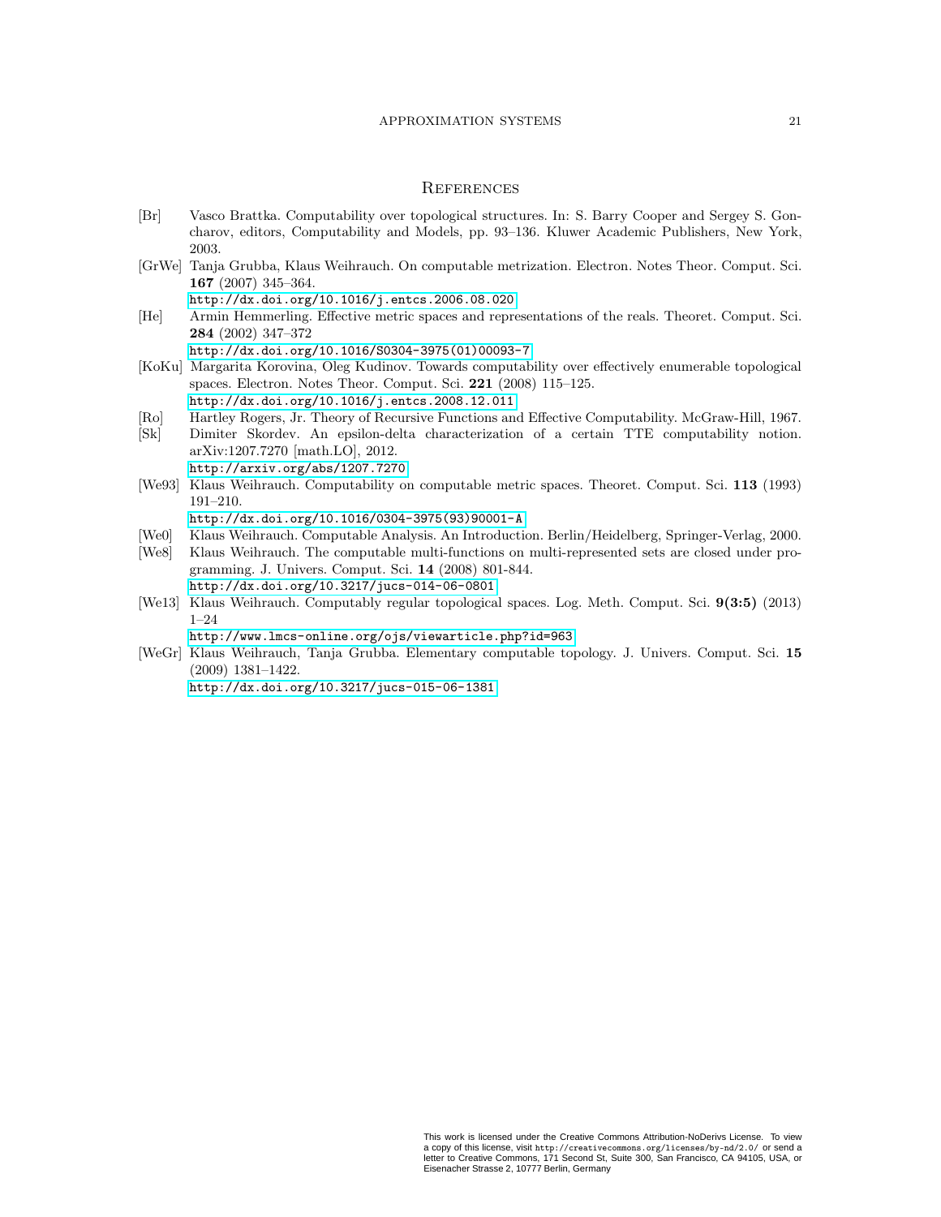## References

- [Br] Vasco Brattka. Computability over topological structures. In: S. Barry Cooper and Sergey S. Goncharov, editors, Computability and Models, pp. 93–136. Kluwer Academic Publishers, New York, 2003.
- [GrWe] Tanja Grubba, Klaus Weihrauch. On computable metrization. Electron. Notes Theor. Comput. Sci. **167** (2007) 345–364.
  http://dx.doi.org/10.1016/j.entcs.2006.08.020
- [He] Armin Hemmerling. Effective metric spaces and representations of the reals. Theoret. Comput. Sci. **284** (2002) 347–372
  http://dx.doi.org/10.1016/S0304-3975(01)00093-7
- [KoKu] Margarita Korovina, Oleg Kudinov. Towards computability over effectively enumerable topological spaces. Electron. Notes Theor. Comput. Sci. **221** (2008) 115–125.
  http://dx.doi.org/10.1016/j.entcs.2008.12.011
- [Ro] Hartley Rogers, Jr. Theory of Recursive Functions and Effective Computability. McGraw-Hill, 1967.
- [Sk] Dimiter Skordev. An epsilon-delta characterization of a certain TTE computability notion. arXiv:1207.7270 [math.LO], 2012.
  http://arxiv.org/abs/1207.7270
- [We93] Klaus Weihrauch. Computability on computable metric spaces. Theoret. Comput. Sci. **113** (1993) 191–210.
  http://dx.doi.org/10.1016/0304-3975(93)90001-A
- [We0] Klaus Weihrauch. Computable Analysis. An Introduction. Berlin/Heidelberg, Springer-Verlag, 2000.
- [We8] Klaus Weihrauch. The computable multi-functions on multi-represented sets are closed under programming. J. Univers. Comput. Sci. **14** (2008) 801-844.
  http://dx.doi.org/10.3217/jucs-014-06-0801
- [We13] Klaus Weihrauch. Computably regular topological spaces. Log. Meth. Comput. Sci. **9(3:5)** (2013) 1–24
  http://www.lmcs-online.org/ojs/viewarticle.php?id=963
- [WeGr] Klaus Weihrauch, Tanja Grubba. Elementary computable topology. J. Univers. Comput. Sci. **15** (2009) 1381–1422.
  http://dx.doi.org/10.3217/jucs-015-06-1381

This work is licensed under the Creative Commons Attribution-NoDerivs License. To view a copy of this license, visit http://creativecommons.org/licenses/by-nd/2.0/ or send a letter to Creative Commons, 171 Second St, Suite 300, San Francisco, CA 94105, USA, or Eisenacher Strasse 2, 10777 Berlin, Germany